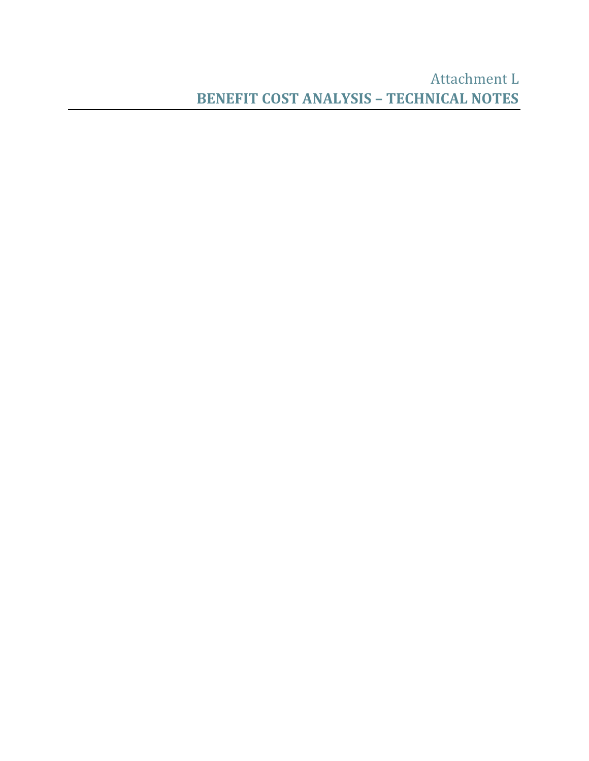Attachment L

# BENEFIT COST ANALYSIS – TECHNICAL NOTES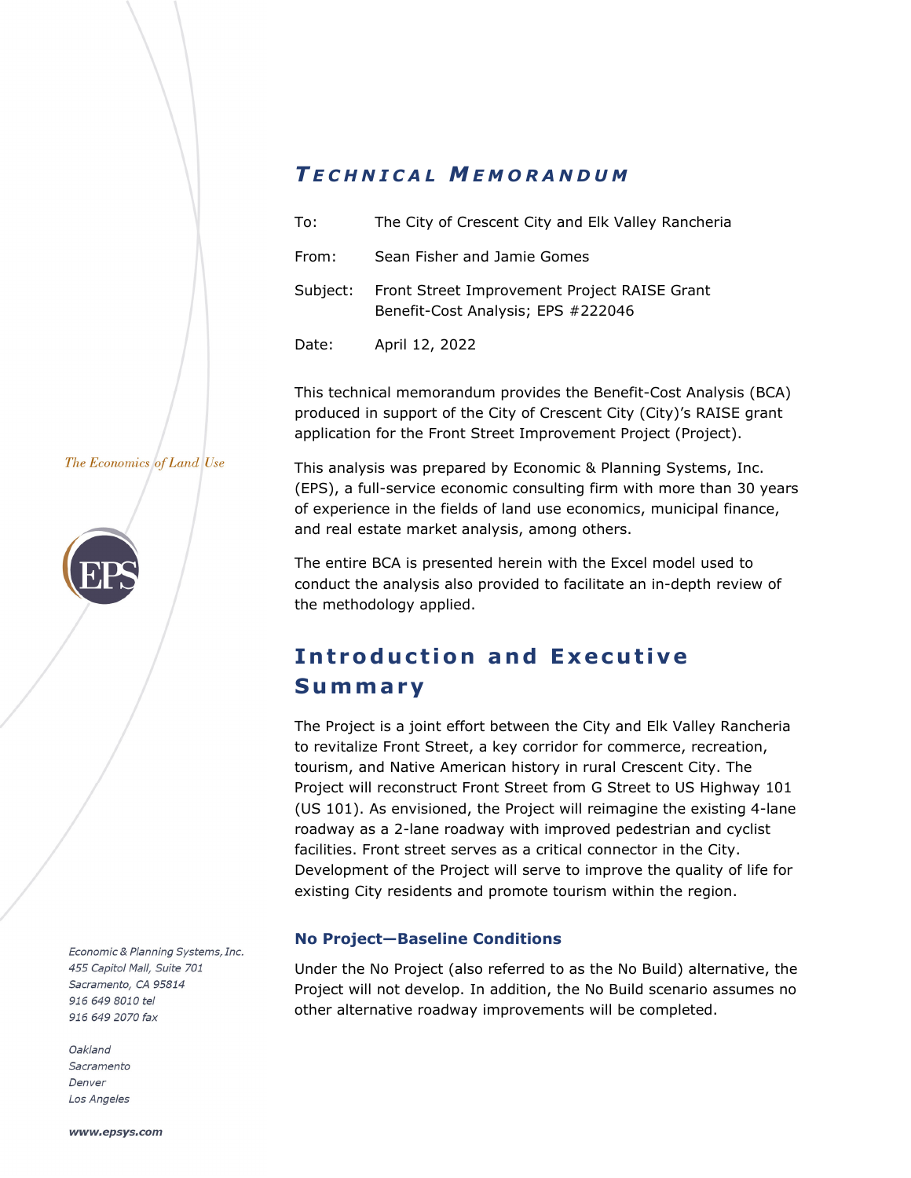# *Technical Memorandum*

| | |
|---|---|
| To: | The City of Crescent City and Elk Valley Rancheria |
| From: | Sean Fisher and Jamie Gomes |
| Subject: | Front Street Improvement Project RAISE Grant Benefit-Cost Analysis; EPS #222046 |
| Date: | April 12, 2022 |

This technical memorandum provides the Benefit-Cost Analysis (BCA) produced in support of the City of Crescent City (City)'s RAISE grant application for the Front Street Improvement Project (Project).

This analysis was prepared by Economic & Planning Systems, Inc. (EPS), a full-service economic consulting firm with more than 30 years of experience in the fields of land use economics, municipal finance, and real estate market analysis, among others.

The entire BCA is presented herein with the Excel model used to conduct the analysis also provided to facilitate an in-depth review of the methodology applied.

*The Economics of Land Use*

*Economic & Planning Systems, Inc.*
*455 Capitol Mall, Suite 701*
*Sacramento, CA 95814*
*916 649 8010 tel*
*916 649 2070 fax*

*Oakland*
*Sacramento*
*Denver*
*Los Angeles*

***www.epsys.com***

## Introduction and Executive Summary

The Project is a joint effort between the City and Elk Valley Rancheria to revitalize Front Street, a key corridor for commerce, recreation, tourism, and Native American history in rural Crescent City. The Project will reconstruct Front Street from G Street to US Highway 101 (US 101). As envisioned, the Project will reimagine the existing 4-lane roadway as a 2-lane roadway with improved pedestrian and cyclist facilities. Front street serves as a critical connector in the City. Development of the Project will serve to improve the quality of life for existing City residents and promote tourism within the region.

### No Project—Baseline Conditions

Under the No Project (also referred to as the No Build) alternative, the Project will not develop. In addition, the No Build scenario assumes no other alternative roadway improvements will be completed.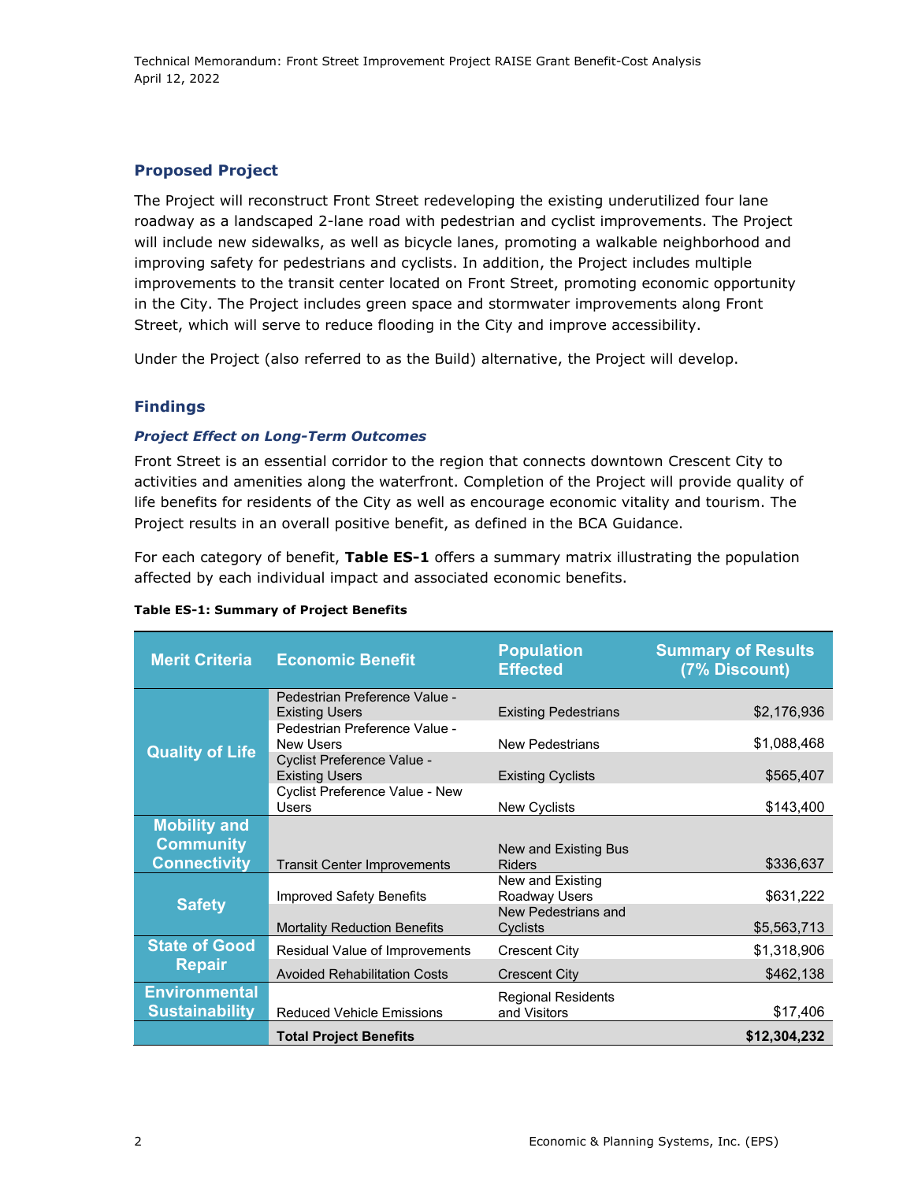## Proposed Project

The Project will reconstruct Front Street redeveloping the existing underutilized four lane roadway as a landscaped 2-lane road with pedestrian and cyclist improvements. The Project will include new sidewalks, as well as bicycle lanes, promoting a walkable neighborhood and improving safety for pedestrians and cyclists. In addition, the Project includes multiple improvements to the transit center located on Front Street, promoting economic opportunity in the City. The Project includes green space and stormwater improvements along Front Street, which will serve to reduce flooding in the City and improve accessibility.

Under the Project (also referred to as the Build) alternative, the Project will develop.

## Findings

### *Project Effect on Long-Term Outcomes*

Front Street is an essential corridor to the region that connects downtown Crescent City to activities and amenities along the waterfront. Completion of the Project will provide quality of life benefits for residents of the City as well as encourage economic vitality and tourism. The Project results in an overall positive benefit, as defined in the BCA Guidance.

For each category of benefit, **Table ES-1** offers a summary matrix illustrating the population affected by each individual impact and associated economic benefits.

**Table ES-1: Summary of Project Benefits**

| Merit Criteria | Economic Benefit | Population Effected | Summary of Results (7% Discount) |
|---|---|---|---|
| Quality of Life | Pedestrian Preference Value - Existing Users | Existing Pedestrians | $2,176,936 |
| | Pedestrian Preference Value - New Users | New Pedestrians | $1,088,468 |
| | Cyclist Preference Value - Existing Users | Existing Cyclists | $565,407 |
| | Cyclist Preference Value - New Users | New Cyclists | $143,400 |
| Mobility and Community Connectivity | Transit Center Improvements | New and Existing Bus Riders | $336,637 |
| Safety | Improved Safety Benefits | New and Existing Roadway Users | $631,222 |
| | Mortality Reduction Benefits | New Pedestrians and Cyclists | $5,563,713 |
| State of Good Repair | Residual Value of Improvements | Crescent City | $1,318,906 |
| | Avoided Rehabilitation Costs | Crescent City | $462,138 |
| Environmental Sustainability | Reduced Vehicle Emissions | Regional Residents and Visitors | $17,406 |
| | **Total Project Benefits** | | **$12,304,232** |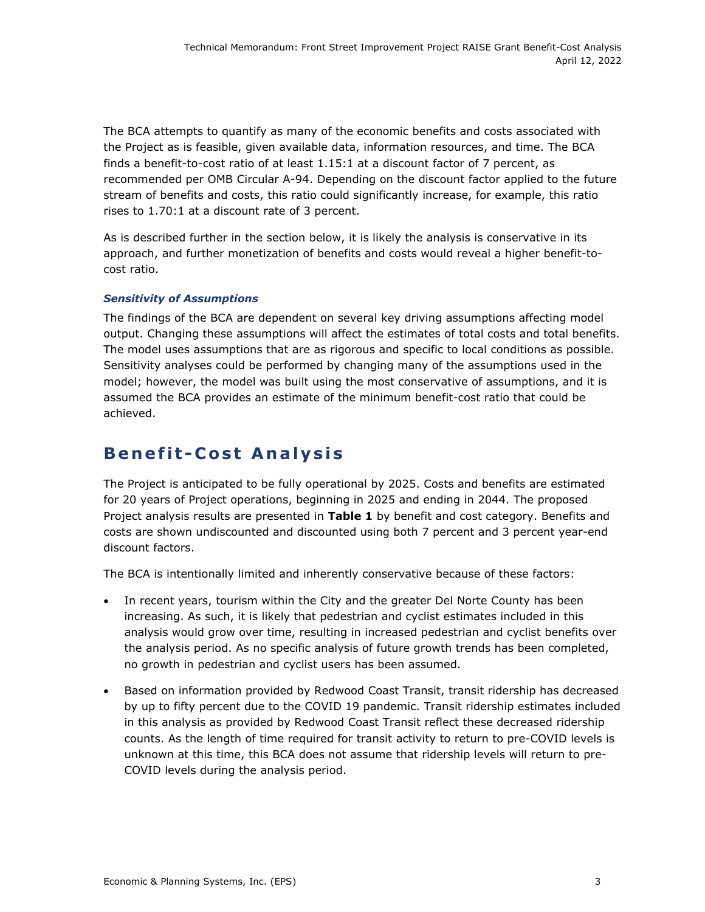The BCA attempts to quantify as many of the economic benefits and costs associated with the Project as is feasible, given available data, information resources, and time. The BCA finds a benefit-to-cost ratio of at least 1.15:1 at a discount factor of 7 percent, as recommended per OMB Circular A-94. Depending on the discount factor applied to the future stream of benefits and costs, this ratio could significantly increase, for example, this ratio rises to 1.70:1 at a discount rate of 3 percent.

As is described further in the section below, it is likely the analysis is conservative in its approach, and further monetization of benefits and costs would reveal a higher benefit-to-cost ratio.

### *Sensitivity of Assumptions*

The findings of the BCA are dependent on several key driving assumptions affecting model output. Changing these assumptions will affect the estimates of total costs and total benefits. The model uses assumptions that are as rigorous and specific to local conditions as possible. Sensitivity analyses could be performed by changing many of the assumptions used in the model; however, the model was built using the most conservative of assumptions, and it is assumed the BCA provides an estimate of the minimum benefit-cost ratio that could be achieved.

## Benefit-Cost Analysis

The Project is anticipated to be fully operational by 2025. Costs and benefits are estimated for 20 years of Project operations, beginning in 2025 and ending in 2044. The proposed Project analysis results are presented in **Table 1** by benefit and cost category. Benefits and costs are shown undiscounted and discounted using both 7 percent and 3 percent year-end discount factors.

The BCA is intentionally limited and inherently conservative because of these factors:

- In recent years, tourism within the City and the greater Del Norte County has been increasing. As such, it is likely that pedestrian and cyclist estimates included in this analysis would grow over time, resulting in increased pedestrian and cyclist benefits over the analysis period. As no specific analysis of future growth trends has been completed, no growth in pedestrian and cyclist users has been assumed.
- Based on information provided by Redwood Coast Transit, transit ridership has decreased by up to fifty percent due to the COVID 19 pandemic. Transit ridership estimates included in this analysis as provided by Redwood Coast Transit reflect these decreased ridership counts. As the length of time required for transit activity to return to pre-COVID levels is unknown at this time, this BCA does not assume that ridership levels will return to pre-COVID levels during the analysis period.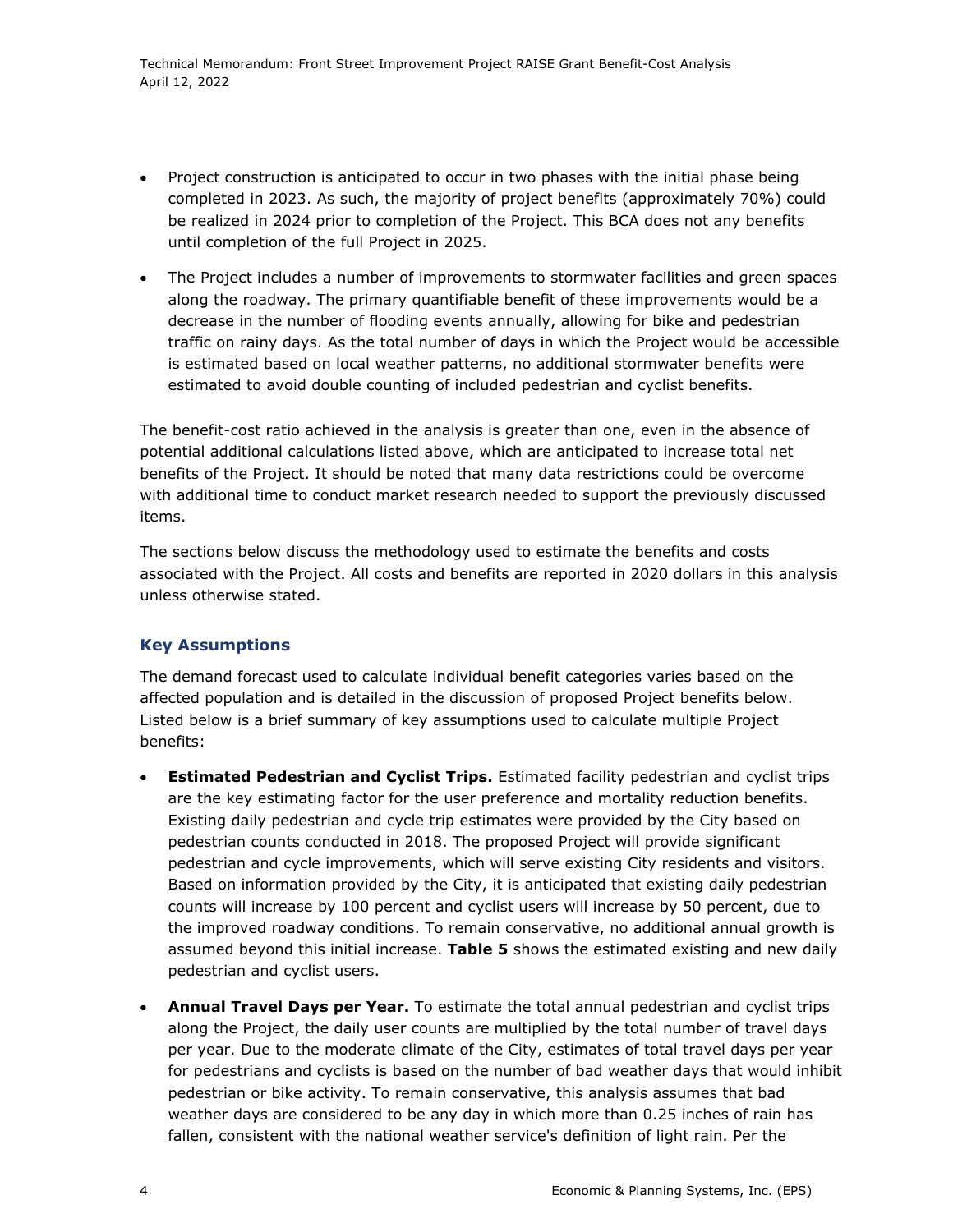- Project construction is anticipated to occur in two phases with the initial phase being completed in 2023. As such, the majority of project benefits (approximately 70%) could be realized in 2024 prior to completion of the Project. This BCA does not any benefits until completion of the full Project in 2025.

- The Project includes a number of improvements to stormwater facilities and green spaces along the roadway. The primary quantifiable benefit of these improvements would be a decrease in the number of flooding events annually, allowing for bike and pedestrian traffic on rainy days. As the total number of days in which the Project would be accessible is estimated based on local weather patterns, no additional stormwater benefits were estimated to avoid double counting of included pedestrian and cyclist benefits.

The benefit-cost ratio achieved in the analysis is greater than one, even in the absence of potential additional calculations listed above, which are anticipated to increase total net benefits of the Project. It should be noted that many data restrictions could be overcome with additional time to conduct market research needed to support the previously discussed items.

The sections below discuss the methodology used to estimate the benefits and costs associated with the Project. All costs and benefits are reported in 2020 dollars in this analysis unless otherwise stated.

### Key Assumptions

The demand forecast used to calculate individual benefit categories varies based on the affected population and is detailed in the discussion of proposed Project benefits below. Listed below is a brief summary of key assumptions used to calculate multiple Project benefits:

- **Estimated Pedestrian and Cyclist Trips.** Estimated facility pedestrian and cyclist trips are the key estimating factor for the user preference and mortality reduction benefits. Existing daily pedestrian and cycle trip estimates were provided by the City based on pedestrian counts conducted in 2018. The proposed Project will provide significant pedestrian and cycle improvements, which will serve existing City residents and visitors. Based on information provided by the City, it is anticipated that existing daily pedestrian counts will increase by 100 percent and cyclist users will increase by 50 percent, due to the improved roadway conditions. To remain conservative, no additional annual growth is assumed beyond this initial increase. **Table 5** shows the estimated existing and new daily pedestrian and cyclist users.

- **Annual Travel Days per Year.** To estimate the total annual pedestrian and cyclist trips along the Project, the daily user counts are multiplied by the total number of travel days per year. Due to the moderate climate of the City, estimates of total travel days per year for pedestrians and cyclists is based on the number of bad weather days that would inhibit pedestrian or bike activity. To remain conservative, this analysis assumes that bad weather days are considered to be any day in which more than 0.25 inches of rain has fallen, consistent with the national weather service's definition of light rain. Per the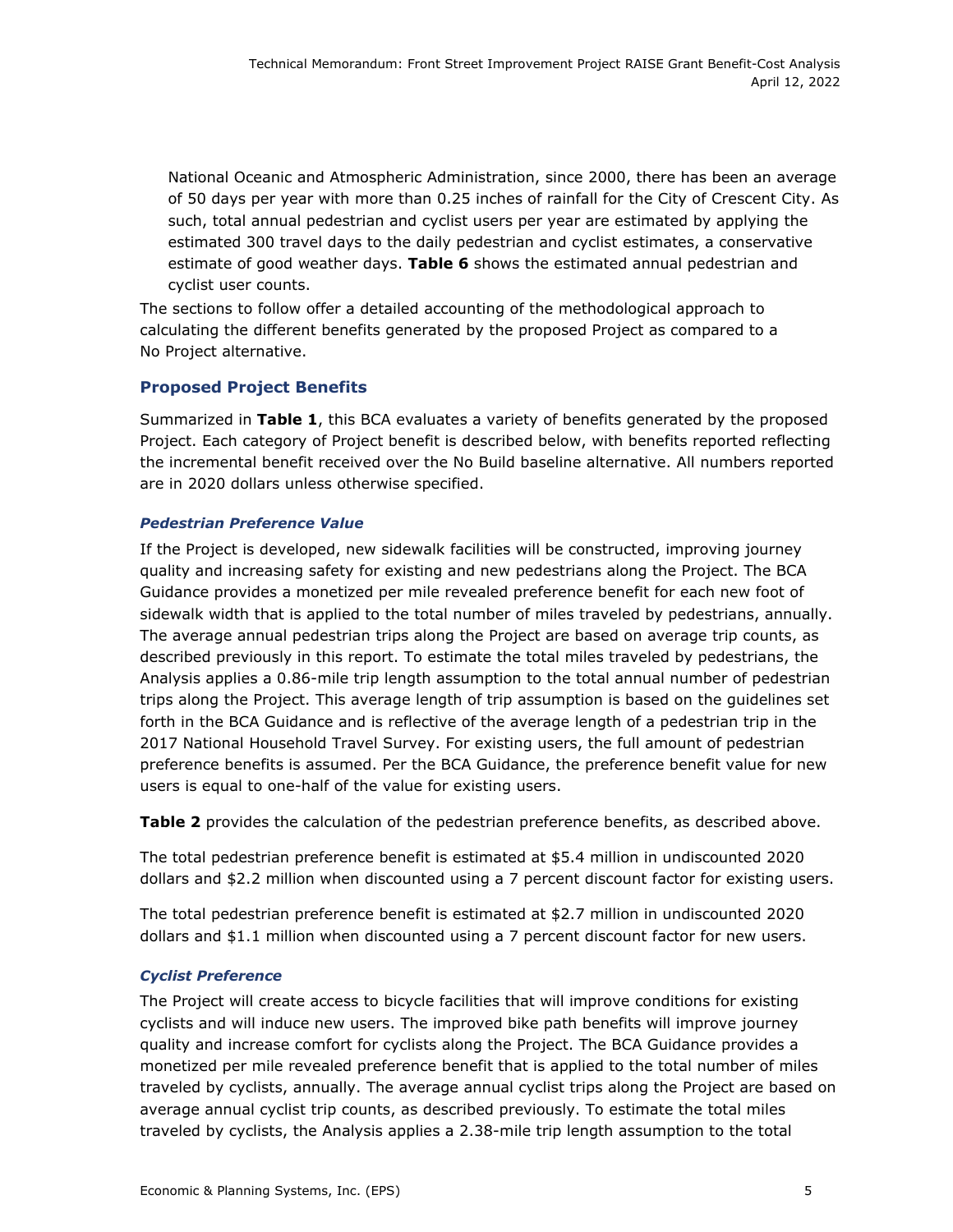National Oceanic and Atmospheric Administration, since 2000, there has been an average of 50 days per year with more than 0.25 inches of rainfall for the City of Crescent City. As such, total annual pedestrian and cyclist users per year are estimated by applying the estimated 300 travel days to the daily pedestrian and cyclist estimates, a conservative estimate of good weather days. **Table 6** shows the estimated annual pedestrian and cyclist user counts.

The sections to follow offer a detailed accounting of the methodological approach to calculating the different benefits generated by the proposed Project as compared to a No Project alternative.

### Proposed Project Benefits

Summarized in **Table 1**, this BCA evaluates a variety of benefits generated by the proposed Project. Each category of Project benefit is described below, with benefits reported reflecting the incremental benefit received over the No Build baseline alternative. All numbers reported are in 2020 dollars unless otherwise specified.

#### *Pedestrian Preference Value*

If the Project is developed, new sidewalk facilities will be constructed, improving journey quality and increasing safety for existing and new pedestrians along the Project. The BCA Guidance provides a monetized per mile revealed preference benefit for each new foot of sidewalk width that is applied to the total number of miles traveled by pedestrians, annually. The average annual pedestrian trips along the Project are based on average trip counts, as described previously in this report. To estimate the total miles traveled by pedestrians, the Analysis applies a 0.86-mile trip length assumption to the total annual number of pedestrian trips along the Project. This average length of trip assumption is based on the guidelines set forth in the BCA Guidance and is reflective of the average length of a pedestrian trip in the 2017 National Household Travel Survey. For existing users, the full amount of pedestrian preference benefits is assumed. Per the BCA Guidance, the preference benefit value for new users is equal to one-half of the value for existing users.

**Table 2** provides the calculation of the pedestrian preference benefits, as described above.

The total pedestrian preference benefit is estimated at $5.4 million in undiscounted 2020 dollars and $2.2 million when discounted using a 7 percent discount factor for existing users.

The total pedestrian preference benefit is estimated at $2.7 million in undiscounted 2020 dollars and $1.1 million when discounted using a 7 percent discount factor for new users.

#### *Cyclist Preference*

The Project will create access to bicycle facilities that will improve conditions for existing cyclists and will induce new users. The improved bike path benefits will improve journey quality and increase comfort for cyclists along the Project. The BCA Guidance provides a monetized per mile revealed preference benefit that is applied to the total number of miles traveled by cyclists, annually. The average annual cyclist trips along the Project are based on average annual cyclist trip counts, as described previously. To estimate the total miles traveled by cyclists, the Analysis applies a 2.38-mile trip length assumption to the total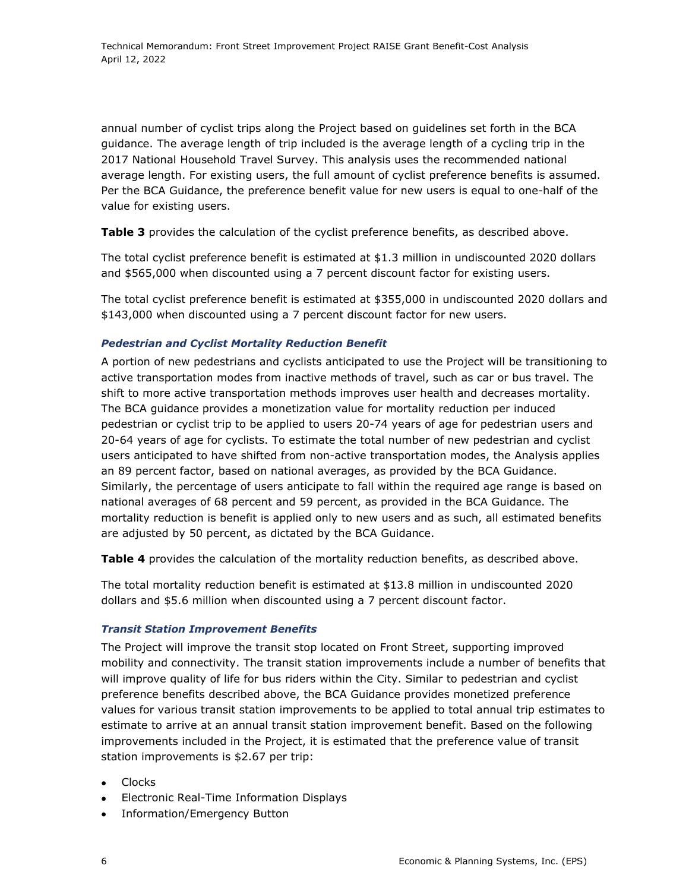annual number of cyclist trips along the Project based on guidelines set forth in the BCA guidance. The average length of trip included is the average length of a cycling trip in the 2017 National Household Travel Survey. This analysis uses the recommended national average length. For existing users, the full amount of cyclist preference benefits is assumed. Per the BCA Guidance, the preference benefit value for new users is equal to one-half of the value for existing users.

**Table 3** provides the calculation of the cyclist preference benefits, as described above.

The total cyclist preference benefit is estimated at $1.3 million in undiscounted 2020 dollars and $565,000 when discounted using a 7 percent discount factor for existing users.

The total cyclist preference benefit is estimated at $355,000 in undiscounted 2020 dollars and $143,000 when discounted using a 7 percent discount factor for new users.

### *Pedestrian and Cyclist Mortality Reduction Benefit*

A portion of new pedestrians and cyclists anticipated to use the Project will be transitioning to active transportation modes from inactive methods of travel, such as car or bus travel. The shift to more active transportation methods improves user health and decreases mortality. The BCA guidance provides a monetization value for mortality reduction per induced pedestrian or cyclist trip to be applied to users 20-74 years of age for pedestrian users and 20-64 years of age for cyclists. To estimate the total number of new pedestrian and cyclist users anticipated to have shifted from non-active transportation modes, the Analysis applies an 89 percent factor, based on national averages, as provided by the BCA Guidance. Similarly, the percentage of users anticipate to fall within the required age range is based on national averages of 68 percent and 59 percent, as provided in the BCA Guidance. The mortality reduction is benefit is applied only to new users and as such, all estimated benefits are adjusted by 50 percent, as dictated by the BCA Guidance.

**Table 4** provides the calculation of the mortality reduction benefits, as described above.

The total mortality reduction benefit is estimated at $13.8 million in undiscounted 2020 dollars and $5.6 million when discounted using a 7 percent discount factor.

### *Transit Station Improvement Benefits*

The Project will improve the transit stop located on Front Street, supporting improved mobility and connectivity. The transit station improvements include a number of benefits that will improve quality of life for bus riders within the City. Similar to pedestrian and cyclist preference benefits described above, the BCA Guidance provides monetized preference values for various transit station improvements to be applied to total annual trip estimates to estimate to arrive at an annual transit station improvement benefit. Based on the following improvements included in the Project, it is estimated that the preference value of transit station improvements is $2.67 per trip:

- Clocks
- Electronic Real-Time Information Displays
- Information/Emergency Button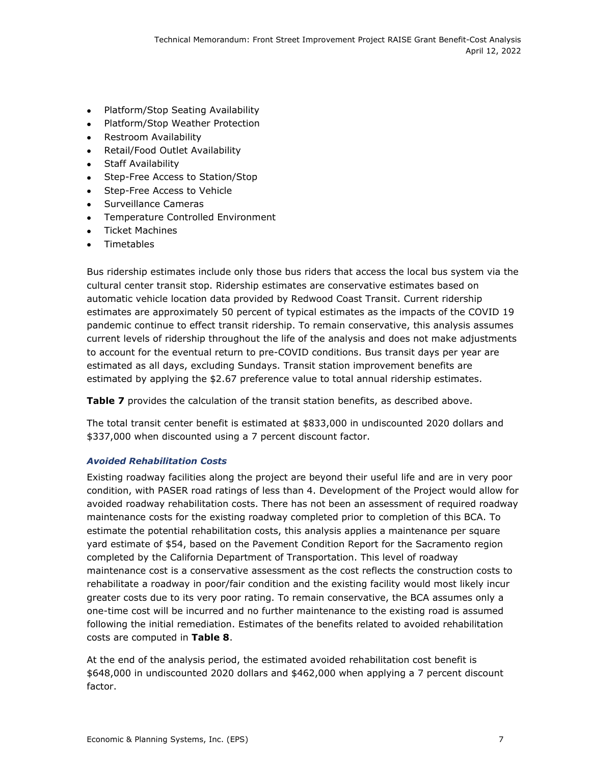- Platform/Stop Seating Availability
- Platform/Stop Weather Protection
- Restroom Availability
- Retail/Food Outlet Availability
- Staff Availability
- Step-Free Access to Station/Stop
- Step-Free Access to Vehicle
- Surveillance Cameras
- Temperature Controlled Environment
- Ticket Machines
- Timetables

Bus ridership estimates include only those bus riders that access the local bus system via the cultural center transit stop. Ridership estimates are conservative estimates based on automatic vehicle location data provided by Redwood Coast Transit. Current ridership estimates are approximately 50 percent of typical estimates as the impacts of the COVID 19 pandemic continue to effect transit ridership. To remain conservative, this analysis assumes current levels of ridership throughout the life of the analysis and does not make adjustments to account for the eventual return to pre-COVID conditions. Bus transit days per year are estimated as all days, excluding Sundays. Transit station improvement benefits are estimated by applying the $2.67 preference value to total annual ridership estimates.

**Table 7** provides the calculation of the transit station benefits, as described above.

The total transit center benefit is estimated at $833,000 in undiscounted 2020 dollars and $337,000 when discounted using a 7 percent discount factor.

### *Avoided Rehabilitation Costs*

Existing roadway facilities along the project are beyond their useful life and are in very poor condition, with PASER road ratings of less than 4. Development of the Project would allow for avoided roadway rehabilitation costs. There has not been an assessment of required roadway maintenance costs for the existing roadway completed prior to completion of this BCA. To estimate the potential rehabilitation costs, this analysis applies a maintenance per square yard estimate of $54, based on the Pavement Condition Report for the Sacramento region completed by the California Department of Transportation. This level of roadway maintenance cost is a conservative assessment as the cost reflects the construction costs to rehabilitate a roadway in poor/fair condition and the existing facility would most likely incur greater costs due to its very poor rating. To remain conservative, the BCA assumes only a one-time cost will be incurred and no further maintenance to the existing road is assumed following the initial remediation. Estimates of the benefits related to avoided rehabilitation costs are computed in **Table 8**.

At the end of the analysis period, the estimated avoided rehabilitation cost benefit is $648,000 in undiscounted 2020 dollars and $462,000 when applying a 7 percent discount factor.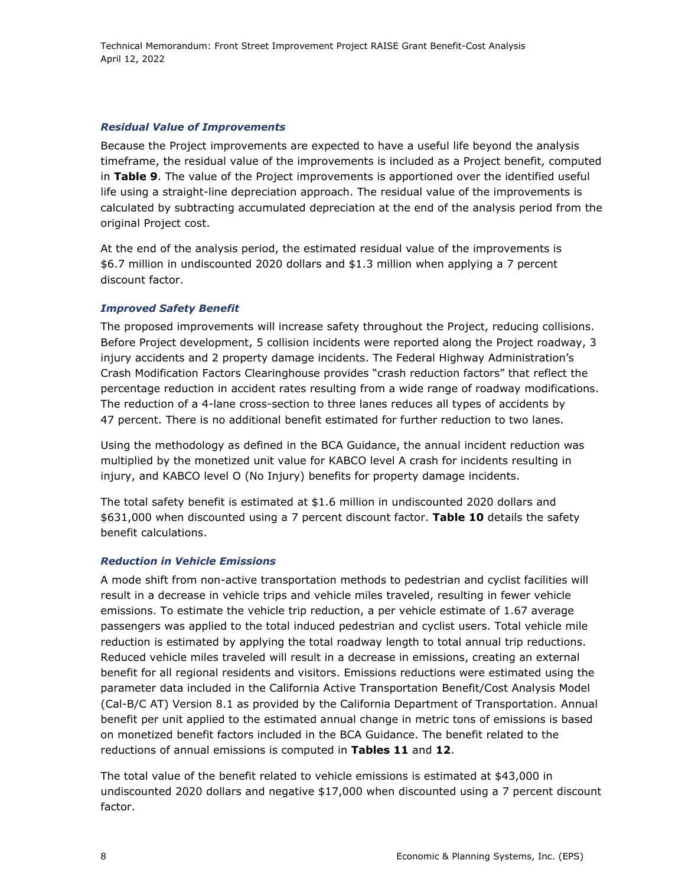### *Residual Value of Improvements*

Because the Project improvements are expected to have a useful life beyond the analysis timeframe, the residual value of the improvements is included as a Project benefit, computed in **Table 9**. The value of the Project improvements is apportioned over the identified useful life using a straight-line depreciation approach. The residual value of the improvements is calculated by subtracting accumulated depreciation at the end of the analysis period from the original Project cost.

At the end of the analysis period, the estimated residual value of the improvements is $6.7 million in undiscounted 2020 dollars and $1.3 million when applying a 7 percent discount factor.

### *Improved Safety Benefit*

The proposed improvements will increase safety throughout the Project, reducing collisions. Before Project development, 5 collision incidents were reported along the Project roadway, 3 injury accidents and 2 property damage incidents. The Federal Highway Administration's Crash Modification Factors Clearinghouse provides "crash reduction factors" that reflect the percentage reduction in accident rates resulting from a wide range of roadway modifications. The reduction of a 4-lane cross-section to three lanes reduces all types of accidents by 47 percent. There is no additional benefit estimated for further reduction to two lanes.

Using the methodology as defined in the BCA Guidance, the annual incident reduction was multiplied by the monetized unit value for KABCO level A crash for incidents resulting in injury, and KABCO level O (No Injury) benefits for property damage incidents.

The total safety benefit is estimated at $1.6 million in undiscounted 2020 dollars and $631,000 when discounted using a 7 percent discount factor. **Table 10** details the safety benefit calculations.

### *Reduction in Vehicle Emissions*

A mode shift from non-active transportation methods to pedestrian and cyclist facilities will result in a decrease in vehicle trips and vehicle miles traveled, resulting in fewer vehicle emissions. To estimate the vehicle trip reduction, a per vehicle estimate of 1.67 average passengers was applied to the total induced pedestrian and cyclist users. Total vehicle mile reduction is estimated by applying the total roadway length to total annual trip reductions. Reduced vehicle miles traveled will result in a decrease in emissions, creating an external benefit for all regional residents and visitors. Emissions reductions were estimated using the parameter data included in the California Active Transportation Benefit/Cost Analysis Model (Cal-B/C AT) Version 8.1 as provided by the California Department of Transportation. Annual benefit per unit applied to the estimated annual change in metric tons of emissions is based on monetized benefit factors included in the BCA Guidance. The benefit related to the reductions of annual emissions is computed in **Tables 11** and **12**.

The total value of the benefit related to vehicle emissions is estimated at $43,000 in undiscounted 2020 dollars and negative $17,000 when discounted using a 7 percent discount factor.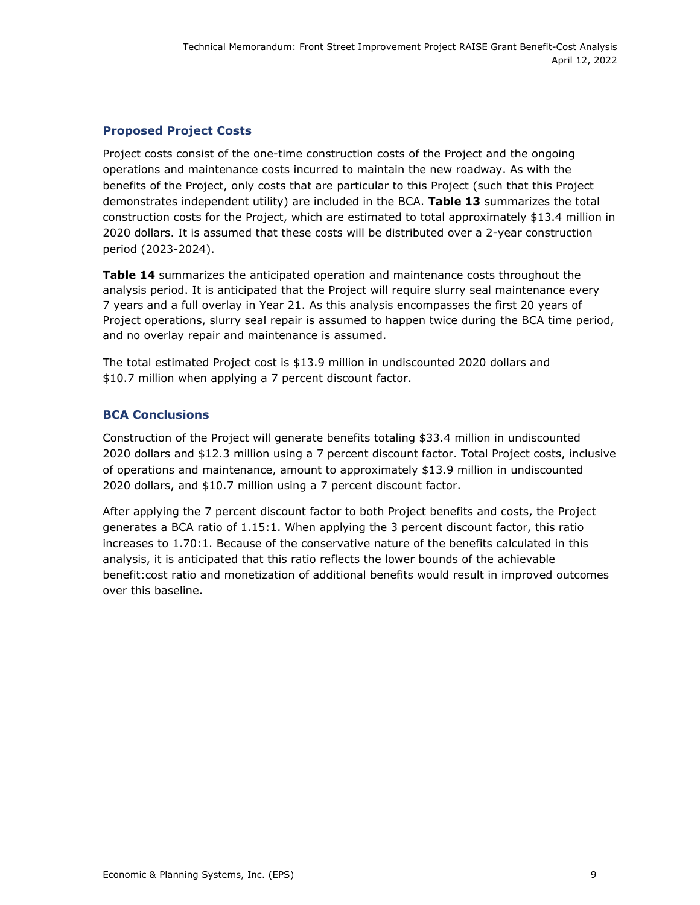## Proposed Project Costs

Project costs consist of the one-time construction costs of the Project and the ongoing operations and maintenance costs incurred to maintain the new roadway. As with the benefits of the Project, only costs that are particular to this Project (such that this Project demonstrates independent utility) are included in the BCA. **Table 13** summarizes the total construction costs for the Project, which are estimated to total approximately $13.4 million in 2020 dollars. It is assumed that these costs will be distributed over a 2-year construction period (2023-2024).

**Table 14** summarizes the anticipated operation and maintenance costs throughout the analysis period. It is anticipated that the Project will require slurry seal maintenance every 7 years and a full overlay in Year 21. As this analysis encompasses the first 20 years of Project operations, slurry seal repair is assumed to happen twice during the BCA time period, and no overlay repair and maintenance is assumed.

The total estimated Project cost is $13.9 million in undiscounted 2020 dollars and $10.7 million when applying a 7 percent discount factor.

## BCA Conclusions

Construction of the Project will generate benefits totaling $33.4 million in undiscounted 2020 dollars and $12.3 million using a 7 percent discount factor. Total Project costs, inclusive of operations and maintenance, amount to approximately $13.9 million in undiscounted 2020 dollars, and $10.7 million using a 7 percent discount factor.

After applying the 7 percent discount factor to both Project benefits and costs, the Project generates a BCA ratio of 1.15:1. When applying the 3 percent discount factor, this ratio increases to 1.70:1. Because of the conservative nature of the benefits calculated in this analysis, it is anticipated that this ratio reflects the lower bounds of the achievable benefit:cost ratio and monetization of additional benefits would result in improved outcomes over this baseline.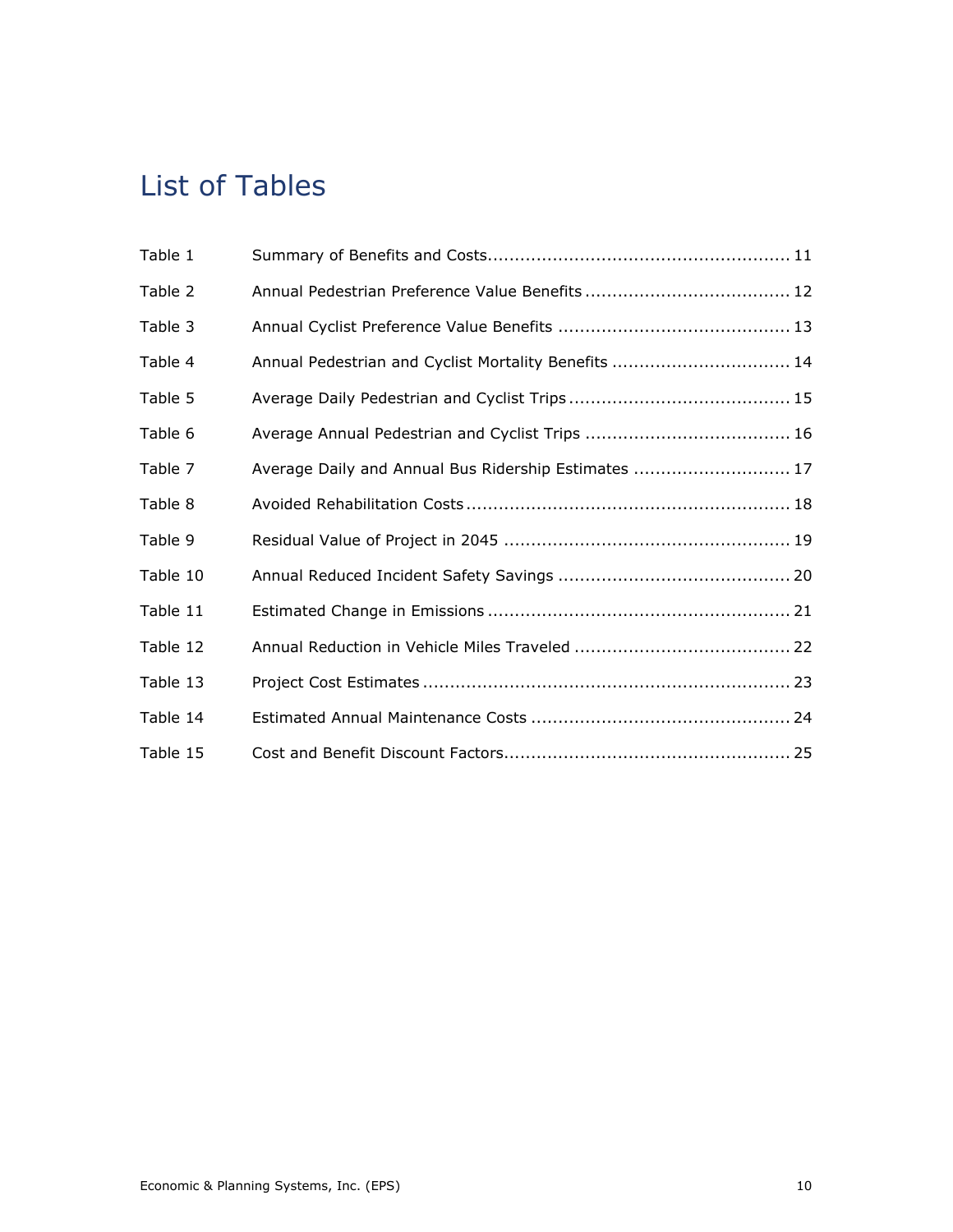# List of Tables

| | | |
|---|---|---|
| Table 1 | Summary of Benefits and Costs | 11 |
| Table 2 | Annual Pedestrian Preference Value Benefits | 12 |
| Table 3 | Annual Cyclist Preference Value Benefits | 13 |
| Table 4 | Annual Pedestrian and Cyclist Mortality Benefits | 14 |
| Table 5 | Average Daily Pedestrian and Cyclist Trips | 15 |
| Table 6 | Average Annual Pedestrian and Cyclist Trips | 16 |
| Table 7 | Average Daily and Annual Bus Ridership Estimates | 17 |
| Table 8 | Avoided Rehabilitation Costs | 18 |
| Table 9 | Residual Value of Project in 2045 | 19 |
| Table 10 | Annual Reduced Incident Safety Savings | 20 |
| Table 11 | Estimated Change in Emissions | 21 |
| Table 12 | Annual Reduction in Vehicle Miles Traveled | 22 |
| Table 13 | Project Cost Estimates | 23 |
| Table 14 | Estimated Annual Maintenance Costs | 24 |
| Table 15 | Cost and Benefit Discount Factors | 25 |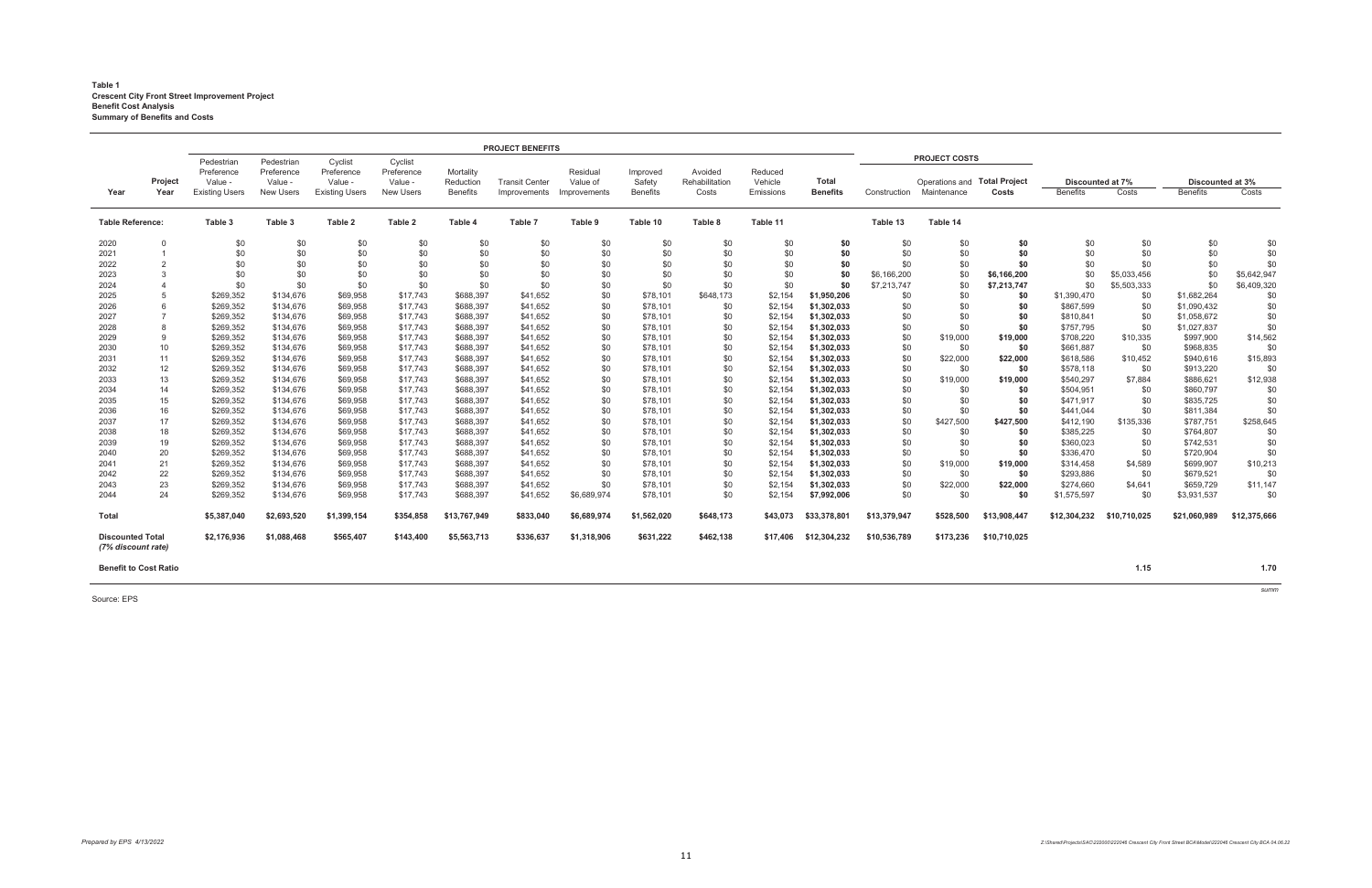**Table 1**
**Crescent City Front Street Improvement Project**
**Benefit Cost Analysis**
**Summary of Benefits and Costs**

| Year | Project Year | PROJECT BENEFITS: Pedestrian Preference Value - Existing Users | Pedestrian Preference Value - New Users | Cyclist Preference Value - Existing Users | Cyclist Preference Value - New Users | Mortality Reduction Benefits | Transit Center Improvements | Residual Value of Improvements | Improved Safety Benefits | Avoided Rehabilitation Costs | Reduced Vehicle Emissions | Total Benefits | PROJECT COSTS: Construction | Operations and Maintenance | Total Project Costs | Discounted at 7%: Benefits | Discounted at 7%: Costs | Discounted at 3%: Benefits | Discounted at 3%: Costs |
|---|---|---|---|---|---|---|---|---|---|---|---|---|---|---|---|---|---|---|---|
| **Table Reference:** | | **Table 3** | **Table 3** | **Table 2** | **Table 2** | **Table 4** | **Table 7** | **Table 9** | **Table 10** | **Table 8** | **Table 11** | | **Table 13** | **Table 14** | | | | | |
| 2020 | 0 | $0 | $0 | $0 | $0 | $0 | $0 | $0 | $0 | $0 | $0 | **$0** | $0 | $0 | **$0** | $0 | $0 | $0 | $0 |
| 2021 | 1 | $0 | $0 | $0 | $0 | $0 | $0 | $0 | $0 | $0 | $0 | **$0** | $0 | $0 | **$0** | $0 | $0 | $0 | $0 |
| 2022 | 2 | $0 | $0 | $0 | $0 | $0 | $0 | $0 | $0 | $0 | $0 | **$0** | $0 | $0 | **$0** | $0 | $0 | $0 | $0 |
| 2023 | 3 | $0 | $0 | $0 | $0 | $0 | $0 | $0 | $0 | $0 | $0 | **$0** | $6,166,200 | $0 | **$6,166,200** | $0 | $5,033,456 | $0 | $5,642,947 |
| 2024 | 4 | $0 | $0 | $0 | $0 | $0 | $0 | $0 | $0 | $0 | $0 | **$0** | $7,213,747 | $0 | **$7,213,747** | $0 | $5,503,333 | $0 | $6,409,320 |
| 2025 | 5 | $269,352 | $134,676 | $69,958 | $17,743 | $688,397 | $41,652 | $0 | $78,101 | $648,173 | $2,154 | **$1,950,206** | $0 | $0 | **$0** | $1,390,470 | $0 | $1,682,264 | $0 |
| 2026 | 6 | $269,352 | $134,676 | $69,958 | $17,743 | $688,397 | $41,652 | $0 | $78,101 | $0 | $2,154 | **$1,302,033** | $0 | $0 | **$0** | $867,599 | $0 | $1,090,432 | $0 |
| 2027 | 7 | $269,352 | $134,676 | $69,958 | $17,743 | $688,397 | $41,652 | $0 | $78,101 | $0 | $2,154 | **$1,302,033** | $0 | $0 | **$0** | $810,841 | $0 | $1,058,672 | $0 |
| 2028 | 8 | $269,352 | $134,676 | $69,958 | $17,743 | $688,397 | $41,652 | $0 | $78,101 | $0 | $2,154 | **$1,302,033** | $0 | $0 | **$0** | $757,795 | $0 | $1,027,837 | $0 |
| 2029 | 9 | $269,352 | $134,676 | $69,958 | $17,743 | $688,397 | $41,652 | $0 | $78,101 | $0 | $2,154 | **$1,302,033** | $0 | $19,000 | **$19,000** | $708,220 | $10,335 | $997,900 | $14,562 |
| 2030 | 10 | $269,352 | $134,676 | $69,958 | $17,743 | $688,397 | $41,652 | $0 | $78,101 | $0 | $2,154 | **$1,302,033** | $0 | $0 | **$0** | $661,887 | $0 | $968,835 | $0 |
| 2031 | 11 | $269,352 | $134,676 | $69,958 | $17,743 | $688,397 | $41,652 | $0 | $78,101 | $0 | $2,154 | **$1,302,033** | $0 | $22,000 | **$22,000** | $618,586 | $10,452 | $940,616 | $15,893 |
| 2032 | 12 | $269,352 | $134,676 | $69,958 | $17,743 | $688,397 | $41,652 | $0 | $78,101 | $0 | $2,154 | **$1,302,033** | $0 | $0 | **$0** | $578,118 | $0 | $913,220 | $0 |
| 2033 | 13 | $269,352 | $134,676 | $69,958 | $17,743 | $688,397 | $41,652 | $0 | $78,101 | $0 | $2,154 | **$1,302,033** | $0 | $19,000 | **$19,000** | $540,297 | $7,884 | $886,621 | $12,938 |
| 2034 | 14 | $269,352 | $134,676 | $69,958 | $17,743 | $688,397 | $41,652 | $0 | $78,101 | $0 | $2,154 | **$1,302,033** | $0 | $0 | **$0** | $504,951 | $0 | $860,797 | $0 |
| 2035 | 15 | $269,352 | $134,676 | $69,958 | $17,743 | $688,397 | $41,652 | $0 | $78,101 | $0 | $2,154 | **$1,302,033** | $0 | $0 | **$0** | $471,917 | $0 | $835,725 | $0 |
| 2036 | 16 | $269,352 | $134,676 | $69,958 | $17,743 | $688,397 | $41,652 | $0 | $78,101 | $0 | $2,154 | **$1,302,033** | $0 | $0 | **$0** | $441,044 | $0 | $811,384 | $0 |
| 2037 | 17 | $269,352 | $134,676 | $69,958 | $17,743 | $688,397 | $41,652 | $0 | $78,101 | $0 | $2,154 | **$1,302,033** | $0 | $427,500 | **$427,500** | $412,190 | $135,336 | $787,751 | $258,645 |
| 2038 | 18 | $269,352 | $134,676 | $69,958 | $17,743 | $688,397 | $41,652 | $0 | $78,101 | $0 | $2,154 | **$1,302,033** | $0 | $0 | **$0** | $385,225 | $0 | $764,807 | $0 |
| 2039 | 19 | $269,352 | $134,676 | $69,958 | $17,743 | $688,397 | $41,652 | $0 | $78,101 | $0 | $2,154 | **$1,302,033** | $0 | $0 | **$0** | $360,023 | $0 | $742,531 | $0 |
| 2040 | 20 | $269,352 | $134,676 | $69,958 | $17,743 | $688,397 | $41,652 | $0 | $78,101 | $0 | $2,154 | **$1,302,033** | $0 | $0 | **$0** | $336,470 | $0 | $720,904 | $0 |
| 2041 | 21 | $269,352 | $134,676 | $69,958 | $17,743 | $688,397 | $41,652 | $0 | $78,101 | $0 | $2,154 | **$1,302,033** | $0 | $19,000 | **$19,000** | $314,458 | $4,589 | $699,907 | $10,213 |
| 2042 | 22 | $269,352 | $134,676 | $69,958 | $17,743 | $688,397 | $41,652 | $0 | $78,101 | $0 | $2,154 | **$1,302,033** | $0 | $0 | **$0** | $293,886 | $0 | $679,521 | $0 |
| 2043 | 23 | $269,352 | $134,676 | $69,958 | $17,743 | $688,397 | $41,652 | $0 | $78,101 | $0 | $2,154 | **$1,302,033** | $0 | $22,000 | **$22,000** | $274,660 | $4,641 | $659,729 | $11,147 |
| 2044 | 24 | $269,352 | $134,676 | $69,958 | $17,743 | $688,397 | $41,652 | $6,689,974 | $78,101 | $0 | $2,154 | **$7,992,006** | $0 | $0 | **$0** | $1,575,597 | $0 | $3,931,537 | $0 |
| **Total** | | **$5,387,040** | **$2,693,520** | **$1,399,154** | **$354,858** | **$13,767,949** | **$833,040** | **$6,689,974** | **$1,562,020** | **$648,173** | **$43,073** | **$33,378,801** | **$13,379,947** | **$528,500** | **$13,908,447** | **$12,304,232** | **$10,710,025** | **$21,060,989** | **$12,375,666** |
| ***Discounted Total (7% discount rate)*** | | **$2,176,936** | **$1,088,468** | **$565,407** | **$143,400** | **$5,563,713** | **$336,637** | **$1,318,906** | **$631,222** | **$462,138** | **$17,406** | **$12,304,232** | **$10,536,789** | **$173,236** | **$10,710,025** | | | | |
| **Benefit to Cost Ratio** | | | | | | | | | | | | | | | | | **1.15** | | **1.70** |

Source: EPS

*Prepared by EPS 4/13/2022*

*Z:\Shared\Projects\SAC\220000\222046 Crescent City Front Street BCA\Model\222046 Crescent City BCA 04.06.22*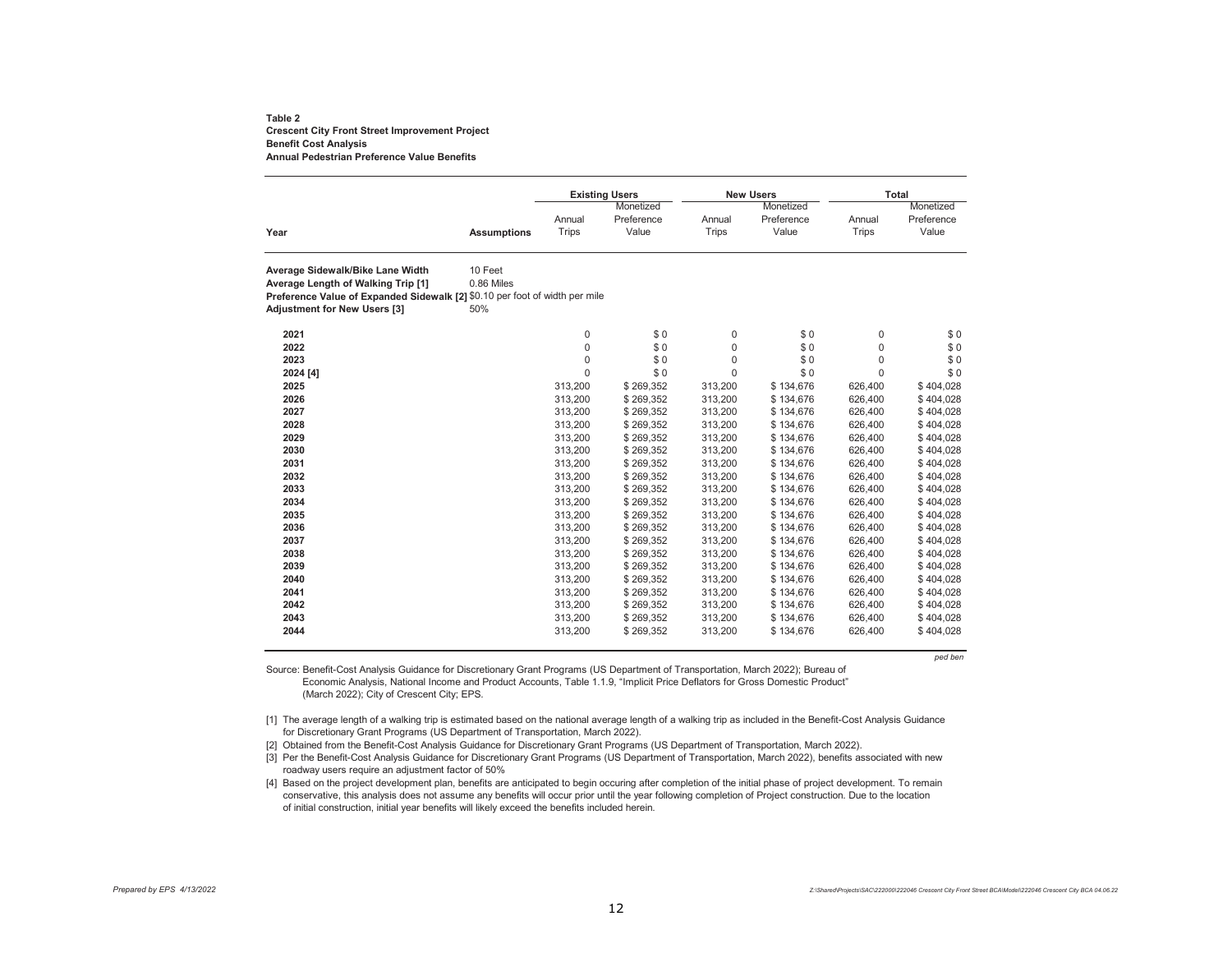**Table 2**
**Crescent City Front Street Improvement Project**
**Benefit Cost Analysis**
**Annual Pedestrian Preference Value Benefits**

| Year | Assumptions | Existing Users | | New Users | | Total | |
|---|---|---|---|---|---|---|---|
| | | Annual Trips | Monetized Preference Value | Annual Trips | Monetized Preference Value | Annual Trips | Monetized Preference Value |
| **Average Sidewalk/Bike Lane Width** | 10 Feet | | | | | | |
| **Average Length of Walking Trip [1]** | 0.86 Miles | | | | | | |
| **Preference Value of Expanded Sidewalk [2]** | $0.10 per foot of width per mile | | | | | | |
| **Adjustment for New Users [3]** | 50% | | | | | | |
| **2021** | | 0 | $ 0 | 0 | $ 0 | 0 | $ 0 |
| **2022** | | 0 | $ 0 | 0 | $ 0 | 0 | $ 0 |
| **2023** | | 0 | $ 0 | 0 | $ 0 | 0 | $ 0 |
| **2024 [4]** | | 0 | $ 0 | 0 | $ 0 | 0 | $ 0 |
| **2025** | | 313,200 | $ 269,352 | 313,200 | $ 134,676 | 626,400 | $ 404,028 |
| **2026** | | 313,200 | $ 269,352 | 313,200 | $ 134,676 | 626,400 | $ 404,028 |
| **2027** | | 313,200 | $ 269,352 | 313,200 | $ 134,676 | 626,400 | $ 404,028 |
| **2028** | | 313,200 | $ 269,352 | 313,200 | $ 134,676 | 626,400 | $ 404,028 |
| **2029** | | 313,200 | $ 269,352 | 313,200 | $ 134,676 | 626,400 | $ 404,028 |
| **2030** | | 313,200 | $ 269,352 | 313,200 | $ 134,676 | 626,400 | $ 404,028 |
| **2031** | | 313,200 | $ 269,352 | 313,200 | $ 134,676 | 626,400 | $ 404,028 |
| **2032** | | 313,200 | $ 269,352 | 313,200 | $ 134,676 | 626,400 | $ 404,028 |
| **2033** | | 313,200 | $ 269,352 | 313,200 | $ 134,676 | 626,400 | $ 404,028 |
| **2034** | | 313,200 | $ 269,352 | 313,200 | $ 134,676 | 626,400 | $ 404,028 |
| **2035** | | 313,200 | $ 269,352 | 313,200 | $ 134,676 | 626,400 | $ 404,028 |
| **2036** | | 313,200 | $ 269,352 | 313,200 | $ 134,676 | 626,400 | $ 404,028 |
| **2037** | | 313,200 | $ 269,352 | 313,200 | $ 134,676 | 626,400 | $ 404,028 |
| **2038** | | 313,200 | $ 269,352 | 313,200 | $ 134,676 | 626,400 | $ 404,028 |
| **2039** | | 313,200 | $ 269,352 | 313,200 | $ 134,676 | 626,400 | $ 404,028 |
| **2040** | | 313,200 | $ 269,352 | 313,200 | $ 134,676 | 626,400 | $ 404,028 |
| **2041** | | 313,200 | $ 269,352 | 313,200 | $ 134,676 | 626,400 | $ 404,028 |
| **2042** | | 313,200 | $ 269,352 | 313,200 | $ 134,676 | 626,400 | $ 404,028 |
| **2043** | | 313,200 | $ 269,352 | 313,200 | $ 134,676 | 626,400 | $ 404,028 |
| **2044** | | 313,200 | $ 269,352 | 313,200 | $ 134,676 | 626,400 | $ 404,028 |

*ped ben*

Source: Benefit-Cost Analysis Guidance for Discretionary Grant Programs (US Department of Transportation, March 2022); Bureau of Economic Analysis, National Income and Product Accounts, Table 1.1.9, "Implicit Price Deflators for Gross Domestic Product" (March 2022); City of Crescent City; EPS.

[1] The average length of a walking trip is estimated based on the national average length of a walking trip as included in the Benefit-Cost Analysis Guidance for Discretionary Grant Programs (US Department of Transportation, March 2022).

[2] Obtained from the Benefit-Cost Analysis Guidance for Discretionary Grant Programs (US Department of Transportation, March 2022).

[3] Per the Benefit-Cost Analysis Guidance for Discretionary Grant Programs (US Department of Transportation, March 2022), benefits associated with new roadway users require an adjustment factor of 50%

[4] Based on the project development plan, benefits are anticipated to begin occuring after completion of the initial phase of project development. To remain conservative, this analysis does not assume any benefits will occur prior until the year following completion of Project construction. Due to the location of initial construction, initial year benefits will likely exceed the benefits included herein.

*Prepared by EPS 4/13/2022*

*Z:\Shared\Projects\SAC\222000\222046 Crescent City Front Street BCA\Model\222046 Crescent City BCA 04.06.22*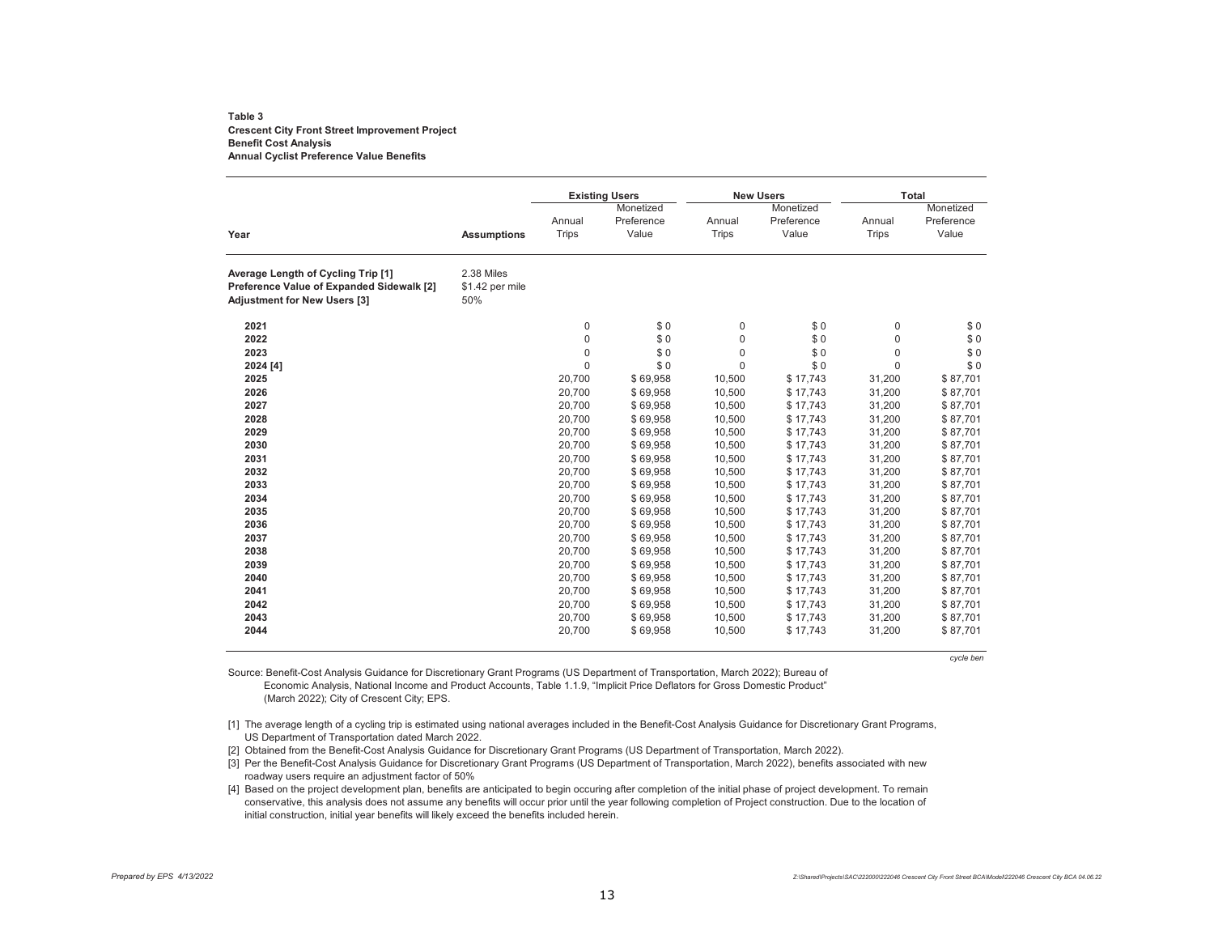**Table 3**
**Crescent City Front Street Improvement Project**
**Benefit Cost Analysis**
**Annual Cyclist Preference Value Benefits**

| Year | Assumptions | Existing Users | | New Users | | Total | |
|---|---|---|---|---|---|---|---|
| | | Annual Trips | Monetized Preference Value | Annual Trips | Monetized Preference Value | Annual Trips | Monetized Preference Value |
| **Average Length of Cycling Trip [1]** | 2.38 Miles | | | | | | |
| **Preference Value of Expanded Sidewalk [2]** | $1.42 per mile | | | | | | |
| **Adjustment for New Users [3]** | 50% | | | | | | |
| **2021** | | 0 | $ 0 | 0 | $ 0 | 0 | $ 0 |
| **2022** | | 0 | $ 0 | 0 | $ 0 | 0 | $ 0 |
| **2023** | | 0 | $ 0 | 0 | $ 0 | 0 | $ 0 |
| **2024 [4]** | | 0 | $ 0 | 0 | $ 0 | 0 | $ 0 |
| **2025** | | 20,700 | $ 69,958 | 10,500 | $ 17,743 | 31,200 | $ 87,701 |
| **2026** | | 20,700 | $ 69,958 | 10,500 | $ 17,743 | 31,200 | $ 87,701 |
| **2027** | | 20,700 | $ 69,958 | 10,500 | $ 17,743 | 31,200 | $ 87,701 |
| **2028** | | 20,700 | $ 69,958 | 10,500 | $ 17,743 | 31,200 | $ 87,701 |
| **2029** | | 20,700 | $ 69,958 | 10,500 | $ 17,743 | 31,200 | $ 87,701 |
| **2030** | | 20,700 | $ 69,958 | 10,500 | $ 17,743 | 31,200 | $ 87,701 |
| **2031** | | 20,700 | $ 69,958 | 10,500 | $ 17,743 | 31,200 | $ 87,701 |
| **2032** | | 20,700 | $ 69,958 | 10,500 | $ 17,743 | 31,200 | $ 87,701 |
| **2033** | | 20,700 | $ 69,958 | 10,500 | $ 17,743 | 31,200 | $ 87,701 |
| **2034** | | 20,700 | $ 69,958 | 10,500 | $ 17,743 | 31,200 | $ 87,701 |
| **2035** | | 20,700 | $ 69,958 | 10,500 | $ 17,743 | 31,200 | $ 87,701 |
| **2036** | | 20,700 | $ 69,958 | 10,500 | $ 17,743 | 31,200 | $ 87,701 |
| **2037** | | 20,700 | $ 69,958 | 10,500 | $ 17,743 | 31,200 | $ 87,701 |
| **2038** | | 20,700 | $ 69,958 | 10,500 | $ 17,743 | 31,200 | $ 87,701 |
| **2039** | | 20,700 | $ 69,958 | 10,500 | $ 17,743 | 31,200 | $ 87,701 |
| **2040** | | 20,700 | $ 69,958 | 10,500 | $ 17,743 | 31,200 | $ 87,701 |
| **2041** | | 20,700 | $ 69,958 | 10,500 | $ 17,743 | 31,200 | $ 87,701 |
| **2042** | | 20,700 | $ 69,958 | 10,500 | $ 17,743 | 31,200 | $ 87,701 |
| **2043** | | 20,700 | $ 69,958 | 10,500 | $ 17,743 | 31,200 | $ 87,701 |
| **2044** | | 20,700 | $ 69,958 | 10,500 | $ 17,743 | 31,200 | $ 87,701 |

*cycle ben*

Source: Benefit-Cost Analysis Guidance for Discretionary Grant Programs (US Department of Transportation, March 2022); Bureau of Economic Analysis, National Income and Product Accounts, Table 1.1.9, "Implicit Price Deflators for Gross Domestic Product" (March 2022); City of Crescent City; EPS.

[1] The average length of a cycling trip is estimated using national averages included in the Benefit-Cost Analysis Guidance for Discretionary Grant Programs, US Department of Transportation dated March 2022.

[2] Obtained from the Benefit-Cost Analysis Guidance for Discretionary Grant Programs (US Department of Transportation, March 2022).

[3] Per the Benefit-Cost Analysis Guidance for Discretionary Grant Programs (US Department of Transportation, March 2022), benefits associated with new roadway users require an adjustment factor of 50%

[4] Based on the project development plan, benefits are anticipated to begin occuring after completion of the initial phase of project development. To remain conservative, this analysis does not assume any benefits will occur prior until the year following completion of Project construction. Due to the location of initial construction, initial year benefits will likely exceed the benefits included herein.

*Prepared by EPS 4/13/2022*

*Z:\Shared\Projects\SAC\222000\222046 Crescent City Front Street BCA\Model\222046 Crescent City BCA 04.06.22*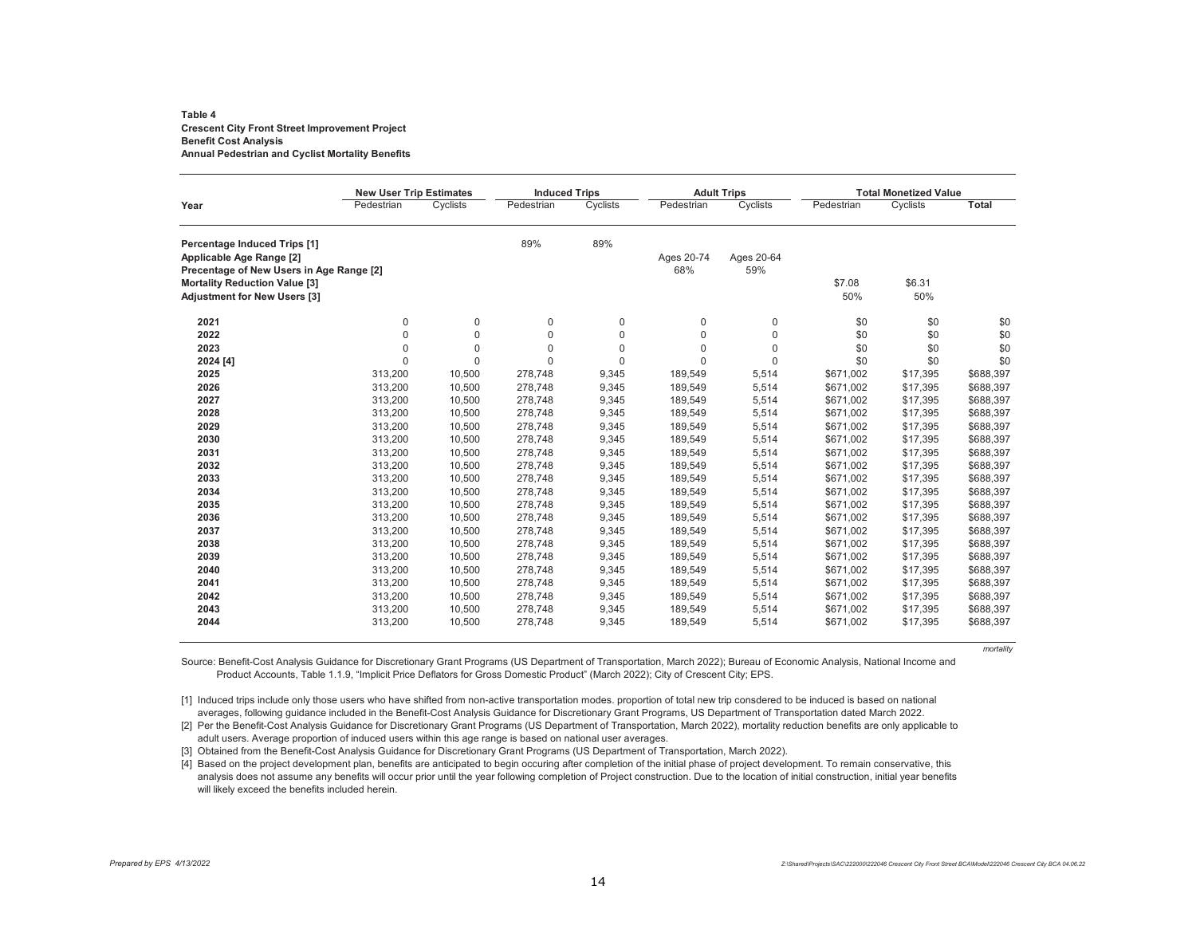**Table 4**
**Crescent City Front Street Improvement Project**
**Benefit Cost Analysis**
**Annual Pedestrian and Cyclist Mortality Benefits**

| Year | New User Trip Estimates | | Induced Trips | | Adult Trips | | Total Monetized Value | | |
|---|---|---|---|---|---|---|---|---|---|
| | Pedestrian | Cyclists | Pedestrian | Cyclists | Pedestrian | Cyclists | Pedestrian | Cyclists | Total |
| **Percentage Induced Trips [1]** | | | 89% | 89% | | | | | |
| **Applicable Age Range [2]** | | | | | Ages 20-74 | Ages 20-64 | | | |
| **Precentage of New Users in Age Range [2]** | | | | | 68% | 59% | | | |
| **Mortality Reduction Value [3]** | | | | | | | $7.08 | $6.31 | |
| **Adjustment for New Users [3]** | | | | | | | 50% | 50% | |
| **2021** | 0 | 0 | 0 | 0 | 0 | 0 | $0 | $0 | $0 |
| **2022** | 0 | 0 | 0 | 0 | 0 | 0 | $0 | $0 | $0 |
| **2023** | 0 | 0 | 0 | 0 | 0 | 0 | $0 | $0 | $0 |
| **2024 [4]** | 0 | 0 | 0 | 0 | 0 | 0 | $0 | $0 | $0 |
| **2025** | 313,200 | 10,500 | 278,748 | 9,345 | 189,549 | 5,514 | $671,002 | $17,395 | $688,397 |
| **2026** | 313,200 | 10,500 | 278,748 | 9,345 | 189,549 | 5,514 | $671,002 | $17,395 | $688,397 |
| **2027** | 313,200 | 10,500 | 278,748 | 9,345 | 189,549 | 5,514 | $671,002 | $17,395 | $688,397 |
| **2028** | 313,200 | 10,500 | 278,748 | 9,345 | 189,549 | 5,514 | $671,002 | $17,395 | $688,397 |
| **2029** | 313,200 | 10,500 | 278,748 | 9,345 | 189,549 | 5,514 | $671,002 | $17,395 | $688,397 |
| **2030** | 313,200 | 10,500 | 278,748 | 9,345 | 189,549 | 5,514 | $671,002 | $17,395 | $688,397 |
| **2031** | 313,200 | 10,500 | 278,748 | 9,345 | 189,549 | 5,514 | $671,002 | $17,395 | $688,397 |
| **2032** | 313,200 | 10,500 | 278,748 | 9,345 | 189,549 | 5,514 | $671,002 | $17,395 | $688,397 |
| **2033** | 313,200 | 10,500 | 278,748 | 9,345 | 189,549 | 5,514 | $671,002 | $17,395 | $688,397 |
| **2034** | 313,200 | 10,500 | 278,748 | 9,345 | 189,549 | 5,514 | $671,002 | $17,395 | $688,397 |
| **2035** | 313,200 | 10,500 | 278,748 | 9,345 | 189,549 | 5,514 | $671,002 | $17,395 | $688,397 |
| **2036** | 313,200 | 10,500 | 278,748 | 9,345 | 189,549 | 5,514 | $671,002 | $17,395 | $688,397 |
| **2037** | 313,200 | 10,500 | 278,748 | 9,345 | 189,549 | 5,514 | $671,002 | $17,395 | $688,397 |
| **2038** | 313,200 | 10,500 | 278,748 | 9,345 | 189,549 | 5,514 | $671,002 | $17,395 | $688,397 |
| **2039** | 313,200 | 10,500 | 278,748 | 9,345 | 189,549 | 5,514 | $671,002 | $17,395 | $688,397 |
| **2040** | 313,200 | 10,500 | 278,748 | 9,345 | 189,549 | 5,514 | $671,002 | $17,395 | $688,397 |
| **2041** | 313,200 | 10,500 | 278,748 | 9,345 | 189,549 | 5,514 | $671,002 | $17,395 | $688,397 |
| **2042** | 313,200 | 10,500 | 278,748 | 9,345 | 189,549 | 5,514 | $671,002 | $17,395 | $688,397 |
| **2043** | 313,200 | 10,500 | 278,748 | 9,345 | 189,549 | 5,514 | $671,002 | $17,395 | $688,397 |
| **2044** | 313,200 | 10,500 | 278,748 | 9,345 | 189,549 | 5,514 | $671,002 | $17,395 | $688,397 |

*mortality*

Source: Benefit-Cost Analysis Guidance for Discretionary Grant Programs (US Department of Transportation, March 2022); Bureau of Economic Analysis, National Income and Product Accounts, Table 1.1.9, "Implicit Price Deflators for Gross Domestic Product" (March 2022); City of Crescent City; EPS.

[1] Induced trips include only those users who have shifted from non-active transportation modes. proportion of total new trip consdered to be induced is based on national averages, following guidance included in the Benefit-Cost Analysis Guidance for Discretionary Grant Programs, US Department of Transportation dated March 2022.

[2] Per the Benefit-Cost Analysis Guidance for Discretionary Grant Programs (US Department of Transportation, March 2022), mortality reduction benefits are only applicable to adult users. Average proportion of induced users within this age range is based on national user averages.

[3] Obtained from the Benefit-Cost Analysis Guidance for Discretionary Grant Programs (US Department of Transportation, March 2022).

[4] Based on the project development plan, benefits are anticipated to begin occuring after completion of the initial phase of project development. To remain conservative, this analysis does not assume any benefits will occur prior until the year following completion of Project construction. Due to the location of initial construction, initial year benefits will likely exceed the benefits included herein.

*Prepared by EPS 4/13/2022*

*Z:\Shared\Projects\SAC\222000\222046 Crescent City Front Street BCA\Model\222046 Crescent City BCA 04.06.22*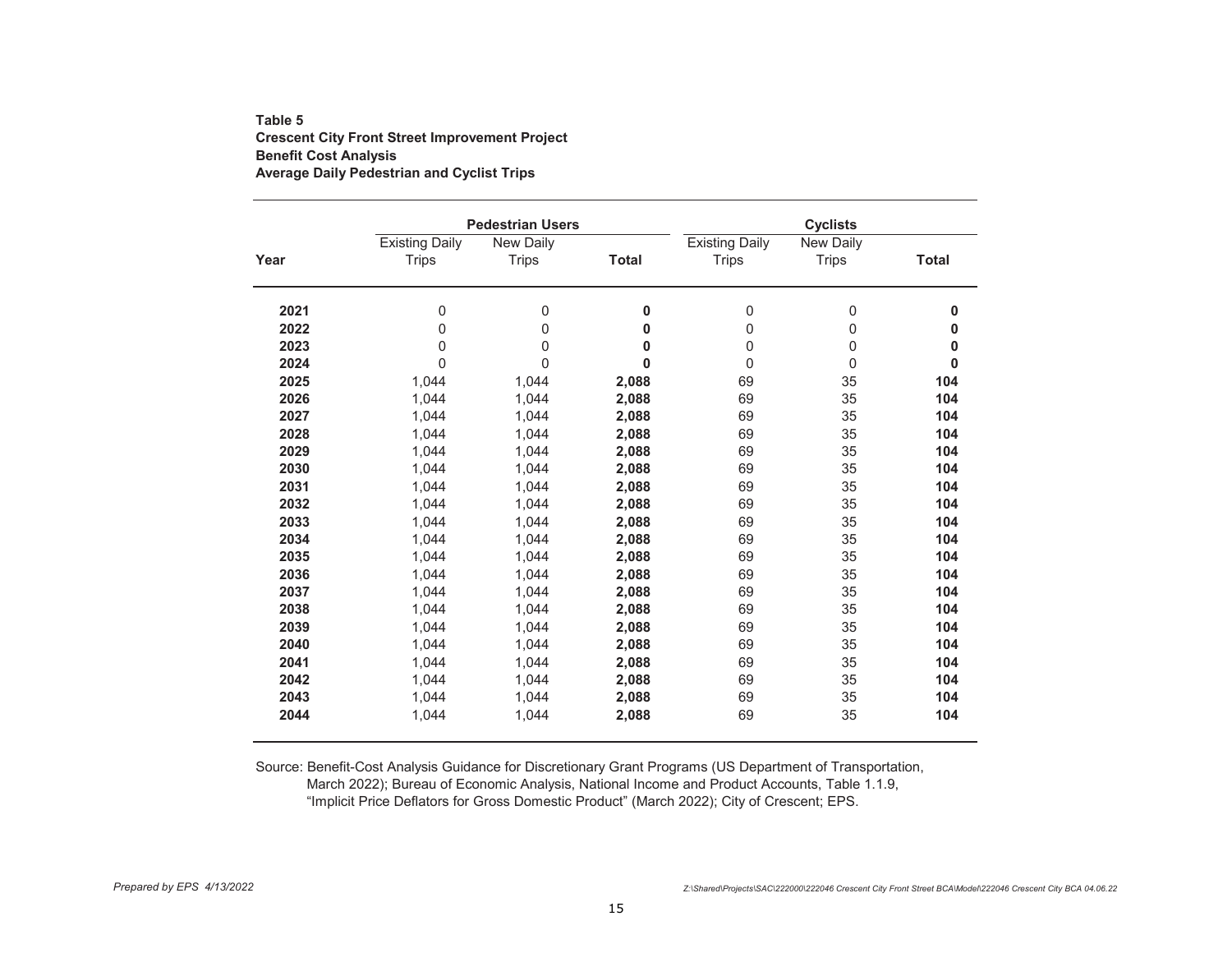**Table 5**
**Crescent City Front Street Improvement Project**
**Benefit Cost Analysis**
**Average Daily Pedestrian and Cyclist Trips**

| | Pedestrian Users | | | Cyclists | | |
|---|---|---|---|---|---|---|
| **Year** | Existing Daily Trips | New Daily Trips | **Total** | Existing Daily Trips | New Daily Trips | **Total** |
| **2021** | 0 | 0 | **0** | 0 | 0 | **0** |
| **2022** | 0 | 0 | **0** | 0 | 0 | **0** |
| **2023** | 0 | 0 | **0** | 0 | 0 | **0** |
| **2024** | 0 | 0 | **0** | 0 | 0 | **0** |
| **2025** | 1,044 | 1,044 | **2,088** | 69 | 35 | **104** |
| **2026** | 1,044 | 1,044 | **2,088** | 69 | 35 | **104** |
| **2027** | 1,044 | 1,044 | **2,088** | 69 | 35 | **104** |
| **2028** | 1,044 | 1,044 | **2,088** | 69 | 35 | **104** |
| **2029** | 1,044 | 1,044 | **2,088** | 69 | 35 | **104** |
| **2030** | 1,044 | 1,044 | **2,088** | 69 | 35 | **104** |
| **2031** | 1,044 | 1,044 | **2,088** | 69 | 35 | **104** |
| **2032** | 1,044 | 1,044 | **2,088** | 69 | 35 | **104** |
| **2033** | 1,044 | 1,044 | **2,088** | 69 | 35 | **104** |
| **2034** | 1,044 | 1,044 | **2,088** | 69 | 35 | **104** |
| **2035** | 1,044 | 1,044 | **2,088** | 69 | 35 | **104** |
| **2036** | 1,044 | 1,044 | **2,088** | 69 | 35 | **104** |
| **2037** | 1,044 | 1,044 | **2,088** | 69 | 35 | **104** |
| **2038** | 1,044 | 1,044 | **2,088** | 69 | 35 | **104** |
| **2039** | 1,044 | 1,044 | **2,088** | 69 | 35 | **104** |
| **2040** | 1,044 | 1,044 | **2,088** | 69 | 35 | **104** |
| **2041** | 1,044 | 1,044 | **2,088** | 69 | 35 | **104** |
| **2042** | 1,044 | 1,044 | **2,088** | 69 | 35 | **104** |
| **2043** | 1,044 | 1,044 | **2,088** | 69 | 35 | **104** |
| **2044** | 1,044 | 1,044 | **2,088** | 69 | 35 | **104** |

Source: Benefit-Cost Analysis Guidance for Discretionary Grant Programs (US Department of Transportation, March 2022); Bureau of Economic Analysis, National Income and Product Accounts, Table 1.1.9, "Implicit Price Deflators for Gross Domestic Product" (March 2022); City of Crescent; EPS.

*Prepared by EPS 4/13/2022*

*Z:\Shared\Projects\SAC\222000\222046 Crescent City Front Street BCA\Model\222046 Crescent City BCA 04.06.22*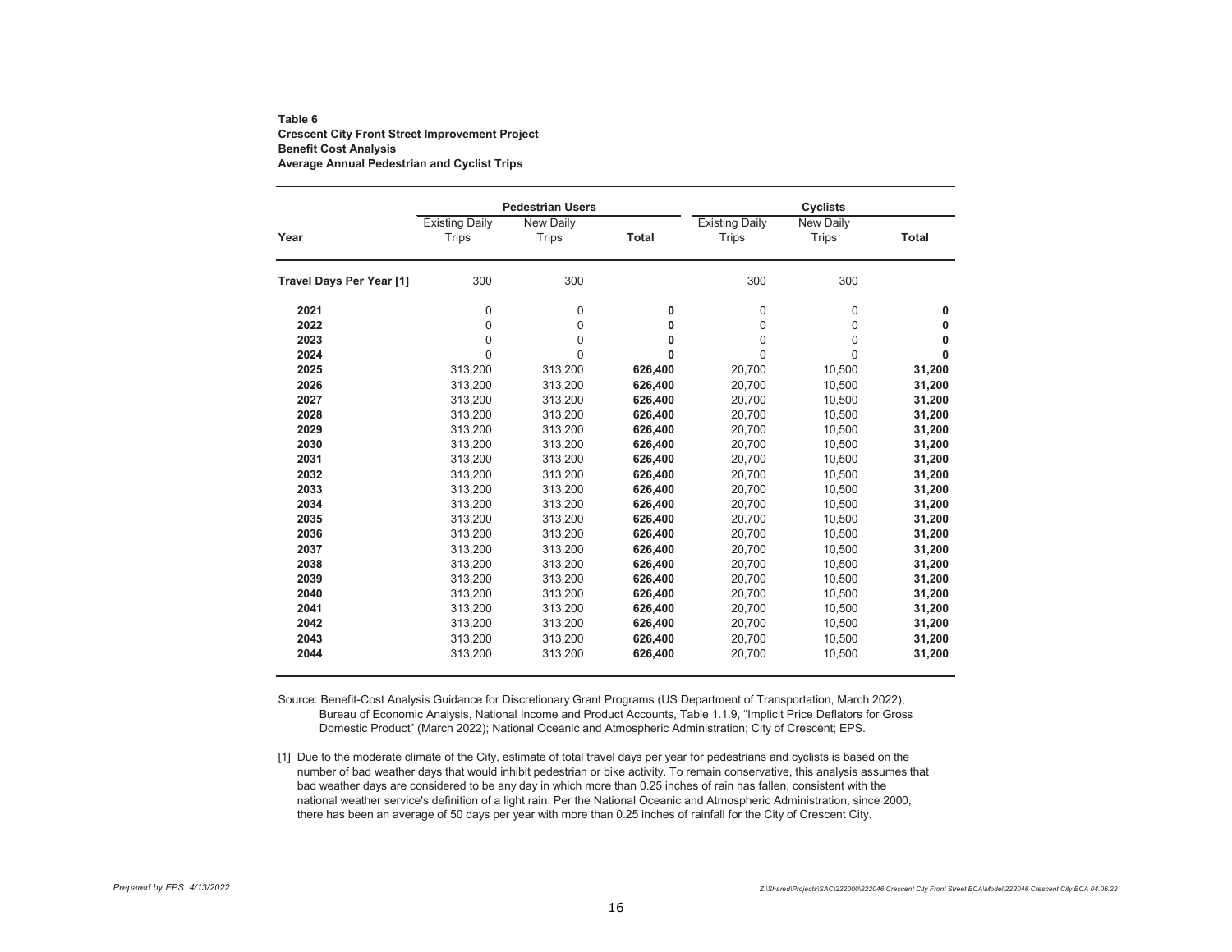**Table 6**
**Crescent City Front Street Improvement Project**
**Benefit Cost Analysis**
**Average Annual Pedestrian and Cyclist Trips**

| | Pedestrian Users | | | Cyclists | | |
|---|---|---|---|---|---|---|
| **Year** | Existing Daily Trips | New Daily Trips | **Total** | Existing Daily Trips | New Daily Trips | **Total** |
| **Travel Days Per Year [1]** | 300 | 300 | | 300 | 300 | |
| **2021** | 0 | 0 | **0** | 0 | 0 | **0** |
| **2022** | 0 | 0 | **0** | 0 | 0 | **0** |
| **2023** | 0 | 0 | **0** | 0 | 0 | **0** |
| **2024** | 0 | 0 | **0** | 0 | 0 | **0** |
| **2025** | 313,200 | 313,200 | **626,400** | 20,700 | 10,500 | **31,200** |
| **2026** | 313,200 | 313,200 | **626,400** | 20,700 | 10,500 | **31,200** |
| **2027** | 313,200 | 313,200 | **626,400** | 20,700 | 10,500 | **31,200** |
| **2028** | 313,200 | 313,200 | **626,400** | 20,700 | 10,500 | **31,200** |
| **2029** | 313,200 | 313,200 | **626,400** | 20,700 | 10,500 | **31,200** |
| **2030** | 313,200 | 313,200 | **626,400** | 20,700 | 10,500 | **31,200** |
| **2031** | 313,200 | 313,200 | **626,400** | 20,700 | 10,500 | **31,200** |
| **2032** | 313,200 | 313,200 | **626,400** | 20,700 | 10,500 | **31,200** |
| **2033** | 313,200 | 313,200 | **626,400** | 20,700 | 10,500 | **31,200** |
| **2034** | 313,200 | 313,200 | **626,400** | 20,700 | 10,500 | **31,200** |
| **2035** | 313,200 | 313,200 | **626,400** | 20,700 | 10,500 | **31,200** |
| **2036** | 313,200 | 313,200 | **626,400** | 20,700 | 10,500 | **31,200** |
| **2037** | 313,200 | 313,200 | **626,400** | 20,700 | 10,500 | **31,200** |
| **2038** | 313,200 | 313,200 | **626,400** | 20,700 | 10,500 | **31,200** |
| **2039** | 313,200 | 313,200 | **626,400** | 20,700 | 10,500 | **31,200** |
| **2040** | 313,200 | 313,200 | **626,400** | 20,700 | 10,500 | **31,200** |
| **2041** | 313,200 | 313,200 | **626,400** | 20,700 | 10,500 | **31,200** |
| **2042** | 313,200 | 313,200 | **626,400** | 20,700 | 10,500 | **31,200** |
| **2043** | 313,200 | 313,200 | **626,400** | 20,700 | 10,500 | **31,200** |
| **2044** | 313,200 | 313,200 | **626,400** | 20,700 | 10,500 | **31,200** |

Source: Benefit-Cost Analysis Guidance for Discretionary Grant Programs (US Department of Transportation, March 2022); Bureau of Economic Analysis, National Income and Product Accounts, Table 1.1.9, "Implicit Price Deflators for Gross Domestic Product" (March 2022); National Oceanic and Atmospheric Administration; City of Crescent; EPS.

[1] Due to the moderate climate of the City, estimate of total travel days per year for pedestrians and cyclists is based on the number of bad weather days that would inhibit pedestrian or bike activity. To remain conservative, this analysis assumes that bad weather days are considered to be any day in which more than 0.25 inches of rain has fallen, consistent with the national weather service's definition of a light rain. Per the National Oceanic and Atmospheric Administration, since 2000, there has been an average of 50 days per year with more than 0.25 inches of rainfall for the City of Crescent City.

*Prepared by EPS 4/13/2022*

*Z:\Shared\Projects\SAC\222000\222046 Crescent City Front Street BCA\Model\222046 Crescent City BCA 04.06.22*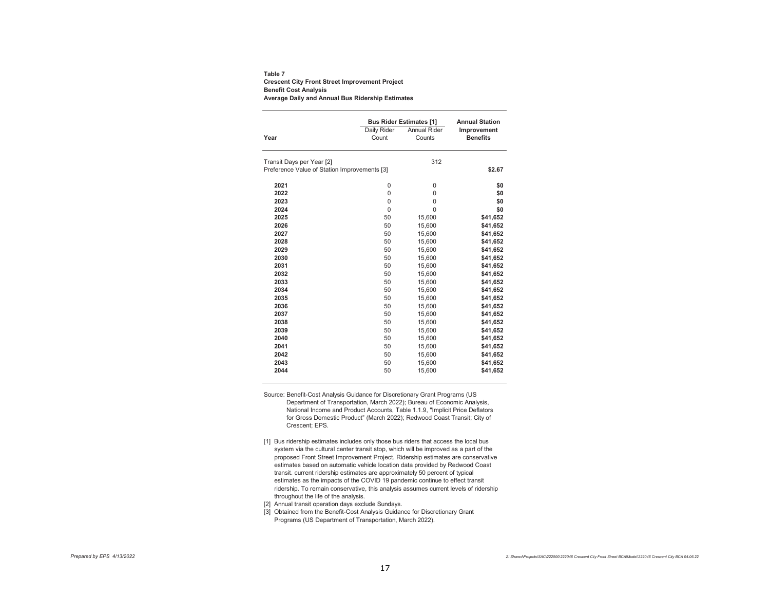**Table 7**
**Crescent City Front Street Improvement Project**
**Benefit Cost Analysis**
**Average Daily and Annual Bus Ridership Estimates**

| Year | Bus Rider Estimates [1] | | Annual Station Improvement Benefits |
|---|---|---|---|
| | Daily Rider Count | Annual Rider Counts | |
| Transit Days per Year [2] | | 312 | |
| Preference Value of Station Improvements [3] | | | **$2.67** |
| **2021** | 0 | 0 | **$0** |
| **2022** | 0 | 0 | **$0** |
| **2023** | 0 | 0 | **$0** |
| **2024** | 0 | 0 | **$0** |
| **2025** | 50 | 15,600 | **$41,652** |
| **2026** | 50 | 15,600 | **$41,652** |
| **2027** | 50 | 15,600 | **$41,652** |
| **2028** | 50 | 15,600 | **$41,652** |
| **2029** | 50 | 15,600 | **$41,652** |
| **2030** | 50 | 15,600 | **$41,652** |
| **2031** | 50 | 15,600 | **$41,652** |
| **2032** | 50 | 15,600 | **$41,652** |
| **2033** | 50 | 15,600 | **$41,652** |
| **2034** | 50 | 15,600 | **$41,652** |
| **2035** | 50 | 15,600 | **$41,652** |
| **2036** | 50 | 15,600 | **$41,652** |
| **2037** | 50 | 15,600 | **$41,652** |
| **2038** | 50 | 15,600 | **$41,652** |
| **2039** | 50 | 15,600 | **$41,652** |
| **2040** | 50 | 15,600 | **$41,652** |
| **2041** | 50 | 15,600 | **$41,652** |
| **2042** | 50 | 15,600 | **$41,652** |
| **2043** | 50 | 15,600 | **$41,652** |
| **2044** | 50 | 15,600 | **$41,652** |

Source: Benefit-Cost Analysis Guidance for Discretionary Grant Programs (US Department of Transportation, March 2022); Bureau of Economic Analysis, National Income and Product Accounts, Table 1.1.9, "Implicit Price Deflators for Gross Domestic Product" (March 2022); Redwood Coast Transit; City of Crescent; EPS.

[1] Bus ridership estimates includes only those bus riders that access the local bus system via the cultural center transit stop, which will be improved as a part of the proposed Front Street Improvement Project. Ridership estimates are conservative estimates based on automatic vehicle location data provided by Redwood Coast transit. current ridership estimates are approximately 50 percent of typical estimates as the impacts of the COVID 19 pandemic continue to effect transit ridership. To remain conservative, this analysis assumes current levels of ridership throughout the life of the analysis.

[2] Annual transit operation days exclude Sundays.

[3] Obtained from the Benefit-Cost Analysis Guidance for Discretionary Grant Programs (US Department of Transportation, March 2022).

*Prepared by EPS 4/13/2022*

*Z:\Shared\Projects\SAC\222000\222046 Crescent City Front Street BCA\Model\222046 Crescent City BCA 04.06.22*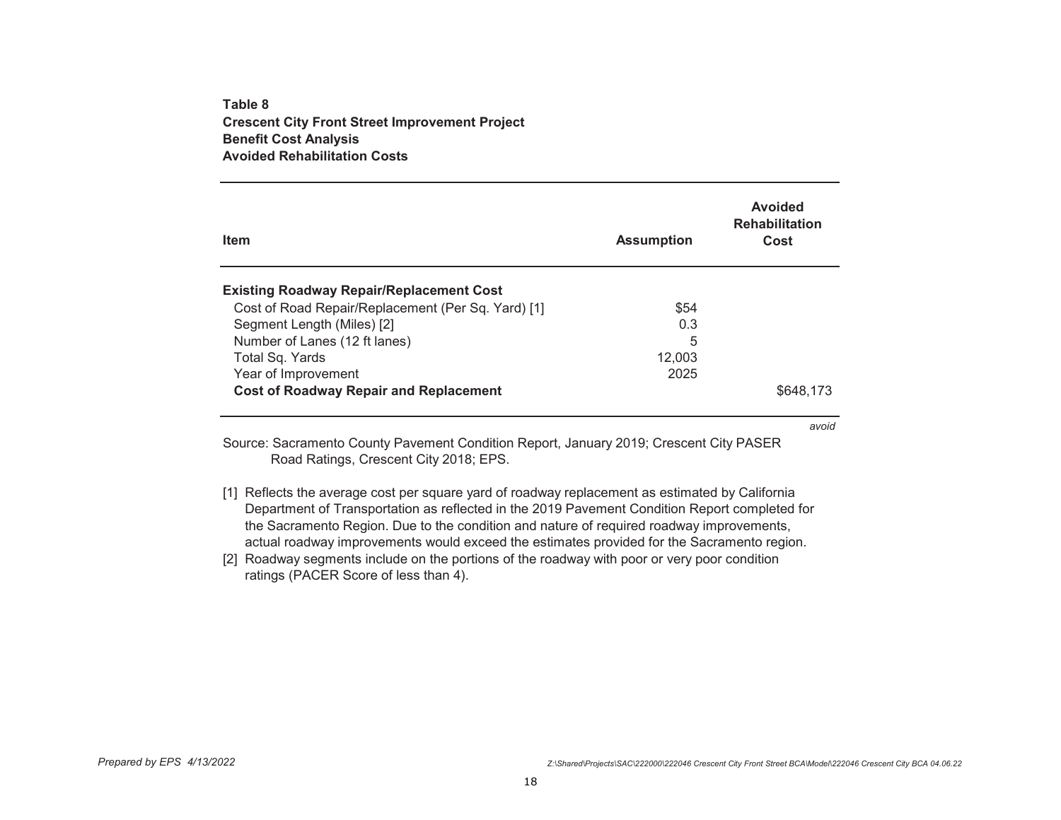**Table 8**
**Crescent City Front Street Improvement Project**
**Benefit Cost Analysis**
**Avoided Rehabilitation Costs**

| Item | Assumption | Avoided Rehabilitation Cost |
|---|---|---|
| **Existing Roadway Repair/Replacement Cost** | | |
| Cost of Road Repair/Replacement (Per Sq. Yard) [1] | $54 | |
| Segment Length (Miles) [2] | 0.3 | |
| Number of Lanes (12 ft lanes) | 5 | |
| Total Sq. Yards | 12,003 | |
| Year of Improvement | 2025 | |
| **Cost of Roadway Repair and Replacement** | | $648,173 |

*avoid*

Source: Sacramento County Pavement Condition Report, January 2019; Crescent City PASER Road Ratings, Crescent City 2018; EPS.

[1] Reflects the average cost per square yard of roadway replacement as estimated by California Department of Transportation as reflected in the 2019 Pavement Condition Report completed for the Sacramento Region. Due to the condition and nature of required roadway improvements, actual roadway improvements would exceed the estimates provided for the Sacramento region.
[2] Roadway segments include on the portions of the roadway with poor or very poor condition ratings (PACER Score of less than 4).

*Prepared by EPS 4/13/2022*

*Z:\Shared\Projects\SAC\222000\222046 Crescent City Front Street BCA\Model\222046 Crescent City BCA 04.06.22*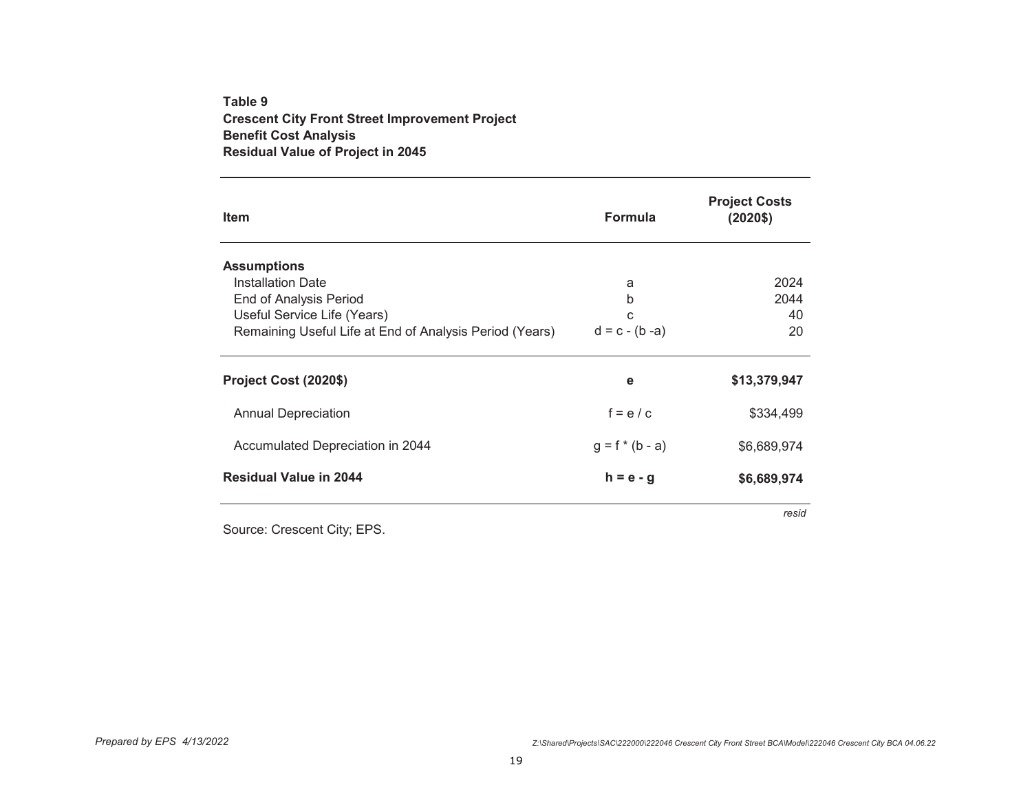**Table 9**
**Crescent City Front Street Improvement Project**
**Benefit Cost Analysis**
**Residual Value of Project in 2045**

| Item | Formula | Project Costs (2020$) |
|---|---|---|
| **Assumptions** | | |
| Installation Date | a | 2024 |
| End of Analysis Period | b | 2044 |
| Useful Service Life (Years) | c | 40 |
| Remaining Useful Life at End of Analysis Period (Years) | d = c - (b -a) | 20 |
| **Project Cost (2020$)** | **e** | **$13,379,947** |
| Annual Depreciation | f = e / c | $334,499 |
| Accumulated Depreciation in 2044 | g = f * (b - a) | $6,689,974 |
| **Residual Value in 2044** | **h = e - g** | **$6,689,974** |

*resid*

Source: Crescent City; EPS.

*Prepared by EPS 4/13/2022*

*Z:\Shared\Projects\SAC\222000\222046 Crescent City Front Street BCA\Model\222046 Crescent City BCA 04.06.22*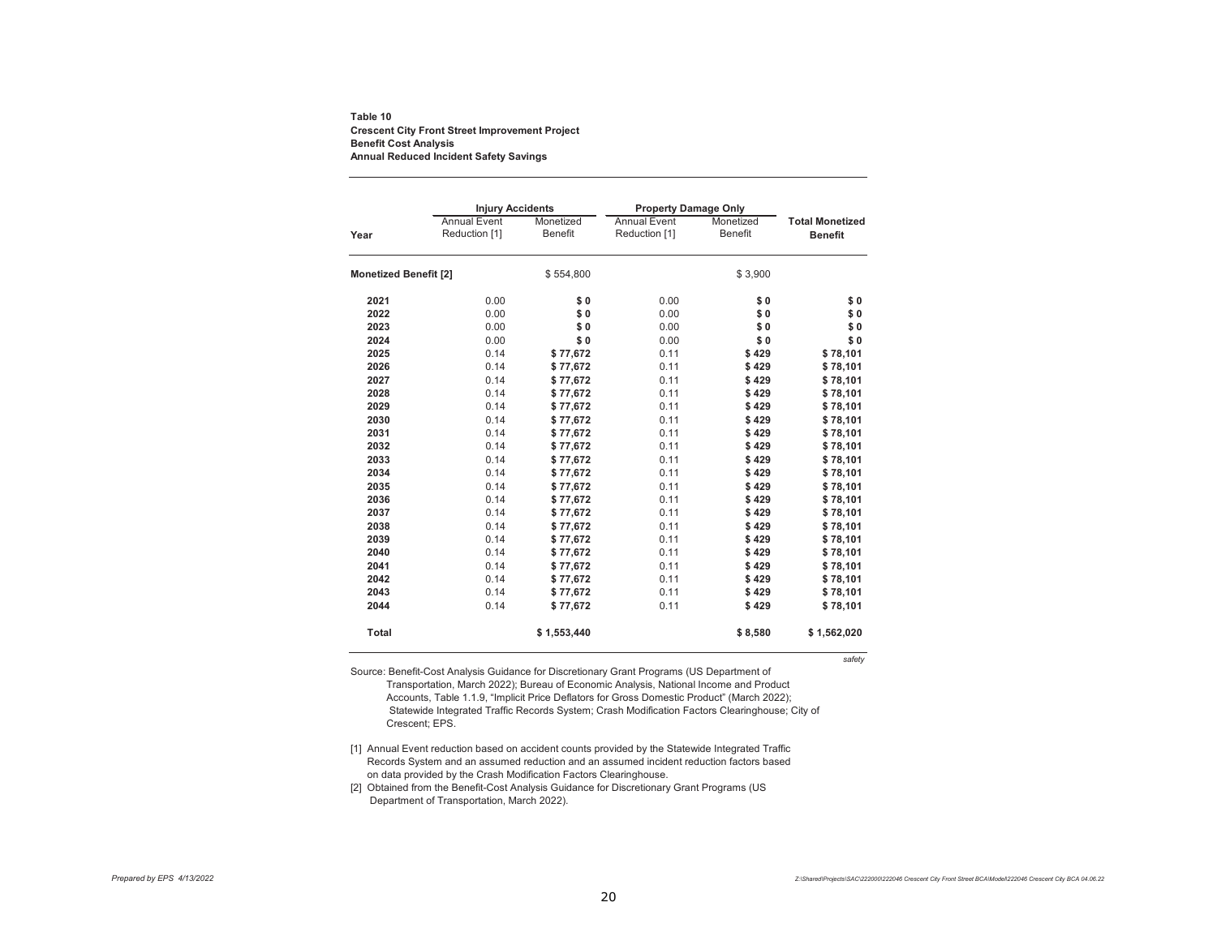**Table 10**
**Crescent City Front Street Improvement Project**
**Benefit Cost Analysis**
**Annual Reduced Incident Safety Savings**

| Year | Injury Accidents | | Property Damage Only | | Total Monetized Benefit |
|---|---|---|---|---|---|
| | Annual Event Reduction [1] | Monetized Benefit | Annual Event Reduction [1] | Monetized Benefit | |
| **Monetized Benefit [2]** | | $ 554,800 | | $ 3,900 | |
| **2021** | 0.00 | **$ 0** | 0.00 | **$ 0** | **$ 0** |
| **2022** | 0.00 | **$ 0** | 0.00 | **$ 0** | **$ 0** |
| **2023** | 0.00 | **$ 0** | 0.00 | **$ 0** | **$ 0** |
| **2024** | 0.00 | **$ 0** | 0.00 | **$ 0** | **$ 0** |
| **2025** | 0.14 | **$ 77,672** | 0.11 | **$ 429** | **$ 78,101** |
| **2026** | 0.14 | **$ 77,672** | 0.11 | **$ 429** | **$ 78,101** |
| **2027** | 0.14 | **$ 77,672** | 0.11 | **$ 429** | **$ 78,101** |
| **2028** | 0.14 | **$ 77,672** | 0.11 | **$ 429** | **$ 78,101** |
| **2029** | 0.14 | **$ 77,672** | 0.11 | **$ 429** | **$ 78,101** |
| **2030** | 0.14 | **$ 77,672** | 0.11 | **$ 429** | **$ 78,101** |
| **2031** | 0.14 | **$ 77,672** | 0.11 | **$ 429** | **$ 78,101** |
| **2032** | 0.14 | **$ 77,672** | 0.11 | **$ 429** | **$ 78,101** |
| **2033** | 0.14 | **$ 77,672** | 0.11 | **$ 429** | **$ 78,101** |
| **2034** | 0.14 | **$ 77,672** | 0.11 | **$ 429** | **$ 78,101** |
| **2035** | 0.14 | **$ 77,672** | 0.11 | **$ 429** | **$ 78,101** |
| **2036** | 0.14 | **$ 77,672** | 0.11 | **$ 429** | **$ 78,101** |
| **2037** | 0.14 | **$ 77,672** | 0.11 | **$ 429** | **$ 78,101** |
| **2038** | 0.14 | **$ 77,672** | 0.11 | **$ 429** | **$ 78,101** |
| **2039** | 0.14 | **$ 77,672** | 0.11 | **$ 429** | **$ 78,101** |
| **2040** | 0.14 | **$ 77,672** | 0.11 | **$ 429** | **$ 78,101** |
| **2041** | 0.14 | **$ 77,672** | 0.11 | **$ 429** | **$ 78,101** |
| **2042** | 0.14 | **$ 77,672** | 0.11 | **$ 429** | **$ 78,101** |
| **2043** | 0.14 | **$ 77,672** | 0.11 | **$ 429** | **$ 78,101** |
| **2044** | 0.14 | **$ 77,672** | 0.11 | **$ 429** | **$ 78,101** |
| **Total** | | **$ 1,553,440** | | **$ 8,580** | **$ 1,562,020** |

*safety*

Source: Benefit-Cost Analysis Guidance for Discretionary Grant Programs (US Department of Transportation, March 2022); Bureau of Economic Analysis, National Income and Product Accounts, Table 1.1.9, "Implicit Price Deflators for Gross Domestic Product" (March 2022); Statewide Integrated Traffic Records System; Crash Modification Factors Clearinghouse; City of Crescent; EPS.

[1] Annual Event reduction based on accident counts provided by the Statewide Integrated Traffic Records System and an assumed reduction and an assumed incident reduction factors based on data provided by the Crash Modification Factors Clearinghouse.

[2] Obtained from the Benefit-Cost Analysis Guidance for Discretionary Grant Programs (US Department of Transportation, March 2022).

*Prepared by EPS 4/13/2022*

*Z:\Shared\Projects\SAC\222000\222046 Crescent City Front Street BCA\Model\222046 Crescent City BCA 04.06.22*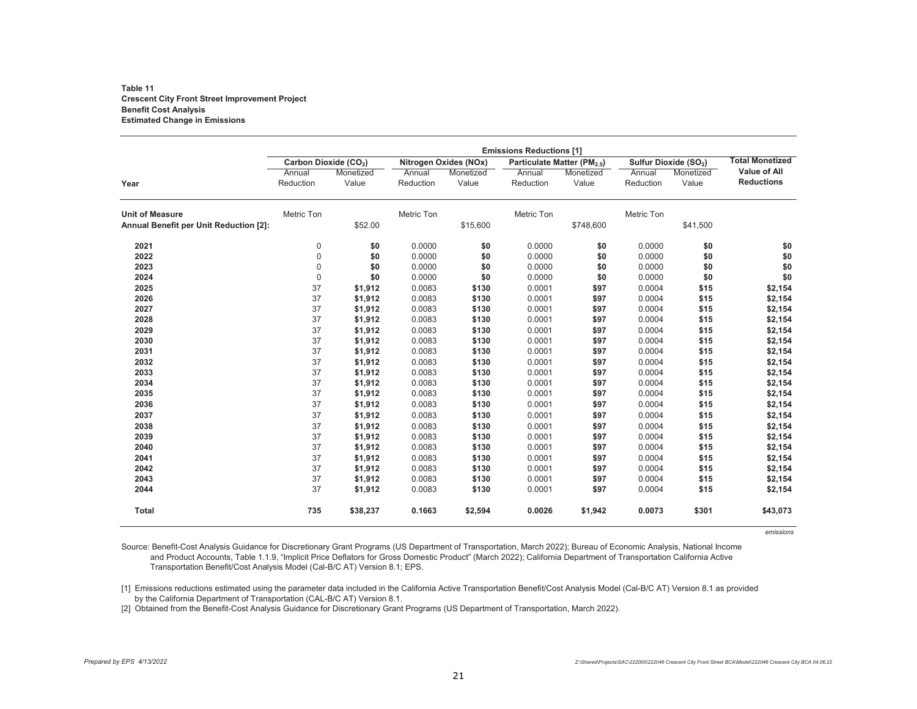**Table 11**
**Crescent City Front Street Improvement Project**
**Benefit Cost Analysis**
**Estimated Change in Emissions**

| | Emissions Reductions [1] | | | | | | | | |
|---|---|---|---|---|---|---|---|---|---|
| | Carbon Dioxide ($CO_2$) | | Nitrogen Oxides (NOx) | | Particulate Matter ($PM_{2.5}$) | | Sulfur Dioxide ($SO_2$) | | Total Monetized Value of All Reductions |
| Year | Annual Reduction | Monetized Value | Annual Reduction | Monetized Value | Annual Reduction | Monetized Value | Annual Reduction | Monetized Value | |
| **Unit of Measure** | Metric Ton | | Metric Ton | | Metric Ton | | Metric Ton | | |
| **Annual Benefit per Unit Reduction [2]:** | | $52.00 | | $15,600 | | $748,600 | | $41,500 | |
| **2021** | 0 | **$0** | 0.0000 | **$0** | 0.0000 | **$0** | 0.0000 | **$0** | **$0** |
| **2022** | 0 | **$0** | 0.0000 | **$0** | 0.0000 | **$0** | 0.0000 | **$0** | **$0** |
| **2023** | 0 | **$0** | 0.0000 | **$0** | 0.0000 | **$0** | 0.0000 | **$0** | **$0** |
| **2024** | 0 | **$0** | 0.0000 | **$0** | 0.0000 | **$0** | 0.0000 | **$0** | **$0** |
| **2025** | 37 | **$1,912** | 0.0083 | **$130** | 0.0001 | **$97** | 0.0004 | **$15** | **$2,154** |
| **2026** | 37 | **$1,912** | 0.0083 | **$130** | 0.0001 | **$97** | 0.0004 | **$15** | **$2,154** |
| **2027** | 37 | **$1,912** | 0.0083 | **$130** | 0.0001 | **$97** | 0.0004 | **$15** | **$2,154** |
| **2028** | 37 | **$1,912** | 0.0083 | **$130** | 0.0001 | **$97** | 0.0004 | **$15** | **$2,154** |
| **2029** | 37 | **$1,912** | 0.0083 | **$130** | 0.0001 | **$97** | 0.0004 | **$15** | **$2,154** |
| **2030** | 37 | **$1,912** | 0.0083 | **$130** | 0.0001 | **$97** | 0.0004 | **$15** | **$2,154** |
| **2031** | 37 | **$1,912** | 0.0083 | **$130** | 0.0001 | **$97** | 0.0004 | **$15** | **$2,154** |
| **2032** | 37 | **$1,912** | 0.0083 | **$130** | 0.0001 | **$97** | 0.0004 | **$15** | **$2,154** |
| **2033** | 37 | **$1,912** | 0.0083 | **$130** | 0.0001 | **$97** | 0.0004 | **$15** | **$2,154** |
| **2034** | 37 | **$1,912** | 0.0083 | **$130** | 0.0001 | **$97** | 0.0004 | **$15** | **$2,154** |
| **2035** | 37 | **$1,912** | 0.0083 | **$130** | 0.0001 | **$97** | 0.0004 | **$15** | **$2,154** |
| **2036** | 37 | **$1,912** | 0.0083 | **$130** | 0.0001 | **$97** | 0.0004 | **$15** | **$2,154** |
| **2037** | 37 | **$1,912** | 0.0083 | **$130** | 0.0001 | **$97** | 0.0004 | **$15** | **$2,154** |
| **2038** | 37 | **$1,912** | 0.0083 | **$130** | 0.0001 | **$97** | 0.0004 | **$15** | **$2,154** |
| **2039** | 37 | **$1,912** | 0.0083 | **$130** | 0.0001 | **$97** | 0.0004 | **$15** | **$2,154** |
| **2040** | 37 | **$1,912** | 0.0083 | **$130** | 0.0001 | **$97** | 0.0004 | **$15** | **$2,154** |
| **2041** | 37 | **$1,912** | 0.0083 | **$130** | 0.0001 | **$97** | 0.0004 | **$15** | **$2,154** |
| **2042** | 37 | **$1,912** | 0.0083 | **$130** | 0.0001 | **$97** | 0.0004 | **$15** | **$2,154** |
| **2043** | 37 | **$1,912** | 0.0083 | **$130** | 0.0001 | **$97** | 0.0004 | **$15** | **$2,154** |
| **2044** | 37 | **$1,912** | 0.0083 | **$130** | 0.0001 | **$97** | 0.0004 | **$15** | **$2,154** |
| **Total** | **735** | **$38,237** | **0.1663** | **$2,594** | **0.0026** | **$1,942** | **0.0073** | **$301** | **$43,073** |

*emissions*

Source: Benefit-Cost Analysis Guidance for Discretionary Grant Programs (US Department of Transportation, March 2022); Bureau of Economic Analysis, National Income and Product Accounts, Table 1.1.9, "Implicit Price Deflators for Gross Domestic Product" (March 2022); California Department of Transportation California Active Transportation Benefit/Cost Analysis Model (Cal-B/C AT) Version 8.1; EPS.

[1] Emissions reductions estimated using the parameter data included in the California Active Transportation Benefit/Cost Analysis Model (Cal-B/C AT) Version 8.1 as provided by the California Department of Transportation (CAL-B/C AT) Version 8.1.

[2] Obtained from the Benefit-Cost Analysis Guidance for Discretionary Grant Programs (US Department of Transportation, March 2022).

*Prepared by EPS 4/13/2022*

*Z:\Shared\Projects\SAC\222000\222046 Crescent City Front Street BCA\Model\222046 Crescent City BCA 04.06.22*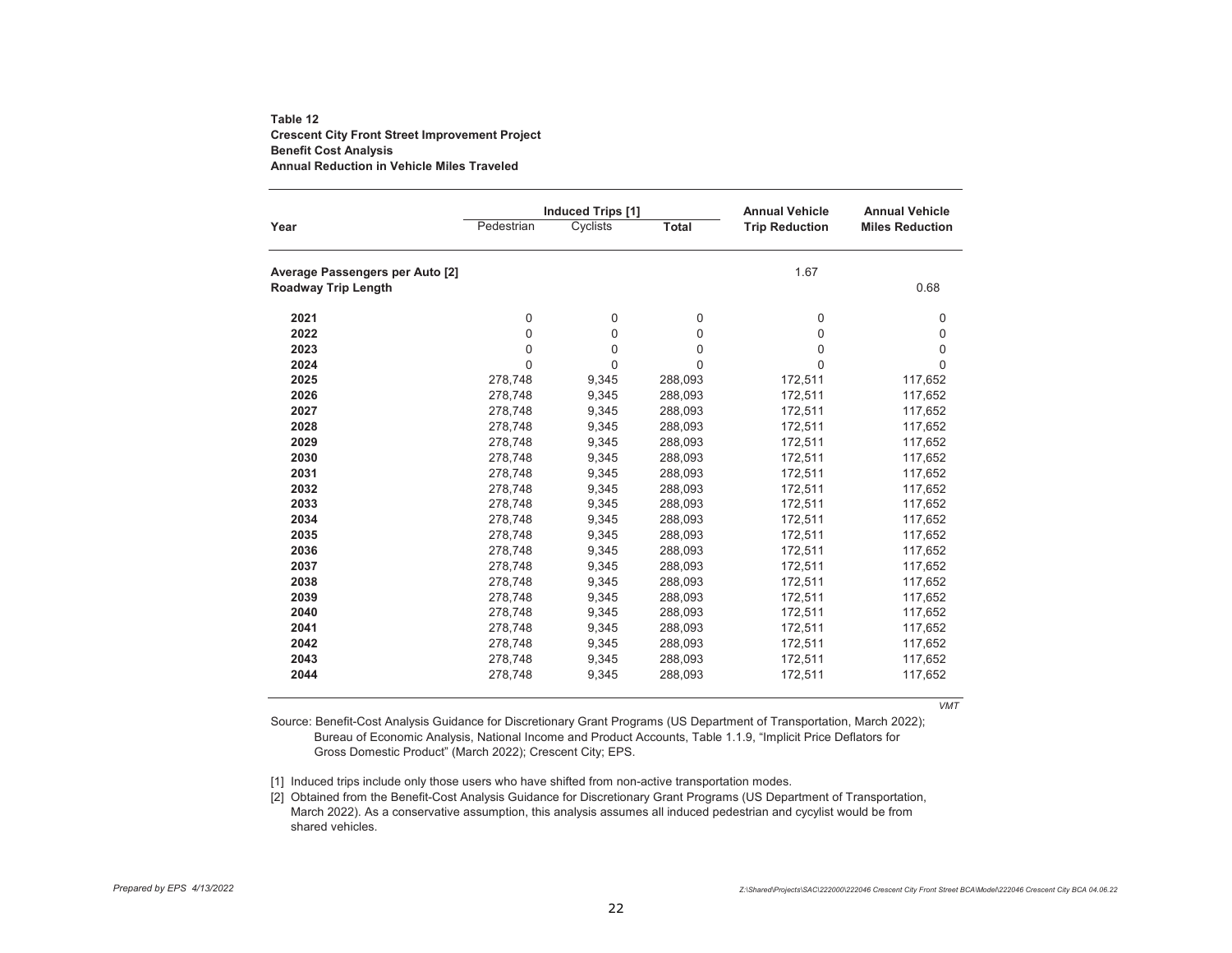**Table 12**
**Crescent City Front Street Improvement Project**
**Benefit Cost Analysis**
**Annual Reduction in Vehicle Miles Traveled**

| Year | Induced Trips [1] | | | Annual Vehicle Trip Reduction | Annual Vehicle Miles Reduction |
|---|---|---|---|---|---|
| | Pedestrian | Cyclists | **Total** | | |
| **Average Passengers per Auto [2]** | | | | 1.67 | |
| **Roadway Trip Length** | | | | | 0.68 |
| **2021** | 0 | 0 | 0 | 0 | 0 |
| **2022** | 0 | 0 | 0 | 0 | 0 |
| **2023** | 0 | 0 | 0 | 0 | 0 |
| **2024** | 0 | 0 | 0 | 0 | 0 |
| **2025** | 278,748 | 9,345 | 288,093 | 172,511 | 117,652 |
| **2026** | 278,748 | 9,345 | 288,093 | 172,511 | 117,652 |
| **2027** | 278,748 | 9,345 | 288,093 | 172,511 | 117,652 |
| **2028** | 278,748 | 9,345 | 288,093 | 172,511 | 117,652 |
| **2029** | 278,748 | 9,345 | 288,093 | 172,511 | 117,652 |
| **2030** | 278,748 | 9,345 | 288,093 | 172,511 | 117,652 |
| **2031** | 278,748 | 9,345 | 288,093 | 172,511 | 117,652 |
| **2032** | 278,748 | 9,345 | 288,093 | 172,511 | 117,652 |
| **2033** | 278,748 | 9,345 | 288,093 | 172,511 | 117,652 |
| **2034** | 278,748 | 9,345 | 288,093 | 172,511 | 117,652 |
| **2035** | 278,748 | 9,345 | 288,093 | 172,511 | 117,652 |
| **2036** | 278,748 | 9,345 | 288,093 | 172,511 | 117,652 |
| **2037** | 278,748 | 9,345 | 288,093 | 172,511 | 117,652 |
| **2038** | 278,748 | 9,345 | 288,093 | 172,511 | 117,652 |
| **2039** | 278,748 | 9,345 | 288,093 | 172,511 | 117,652 |
| **2040** | 278,748 | 9,345 | 288,093 | 172,511 | 117,652 |
| **2041** | 278,748 | 9,345 | 288,093 | 172,511 | 117,652 |
| **2042** | 278,748 | 9,345 | 288,093 | 172,511 | 117,652 |
| **2043** | 278,748 | 9,345 | 288,093 | 172,511 | 117,652 |
| **2044** | 278,748 | 9,345 | 288,093 | 172,511 | 117,652 |

*VMT*

Source: Benefit-Cost Analysis Guidance for Discretionary Grant Programs (US Department of Transportation, March 2022); Bureau of Economic Analysis, National Income and Product Accounts, Table 1.1.9, "Implicit Price Deflators for Gross Domestic Product" (March 2022); Crescent City; EPS.

[1] Induced trips include only those users who have shifted from non-active transportation modes.

[2] Obtained from the Benefit-Cost Analysis Guidance for Discretionary Grant Programs (US Department of Transportation, March 2022). As a conservative assumption, this analysis assumes all induced pedestrian and cycylist would be from shared vehicles.

*Prepared by EPS 4/13/2022*

*Z:\Shared\Projects\SAC\222000\222046 Crescent City Front Street BCA\Model\222046 Crescent City BCA 04.06.22*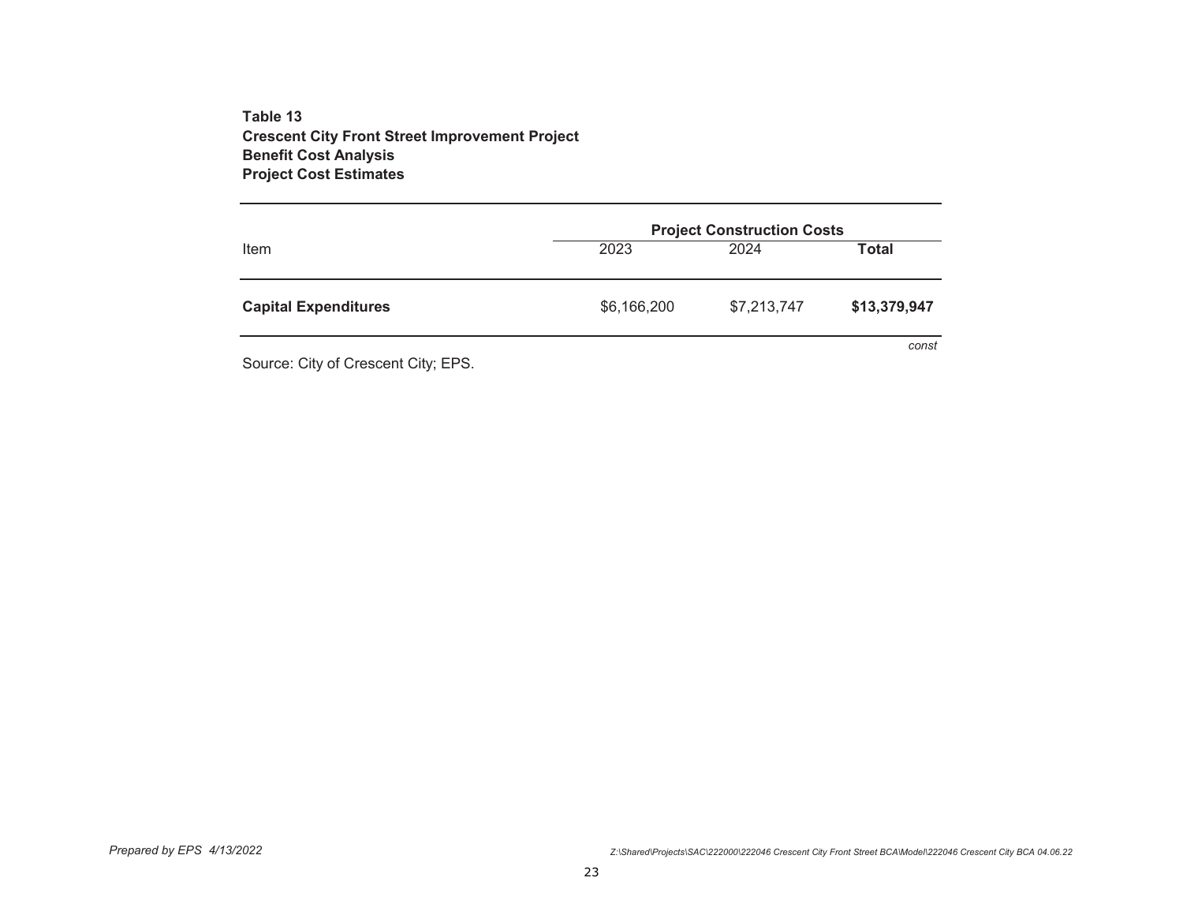**Table 13**
**Crescent City Front Street Improvement Project**
**Benefit Cost Analysis**
**Project Cost Estimates**

| | Project Construction Costs | | |
|---|---|---|---|
| Item | 2023 | 2024 | **Total** |
| **Capital Expenditures** | $6,166,200 | $7,213,747 | **$13,379,947** |

*const*

Source: City of Crescent City; EPS.

*Prepared by EPS 4/13/2022*

*Z:\Shared\Projects\SAC\222000\222046 Crescent City Front Street BCA\Model\222046 Crescent City BCA 04.06.22*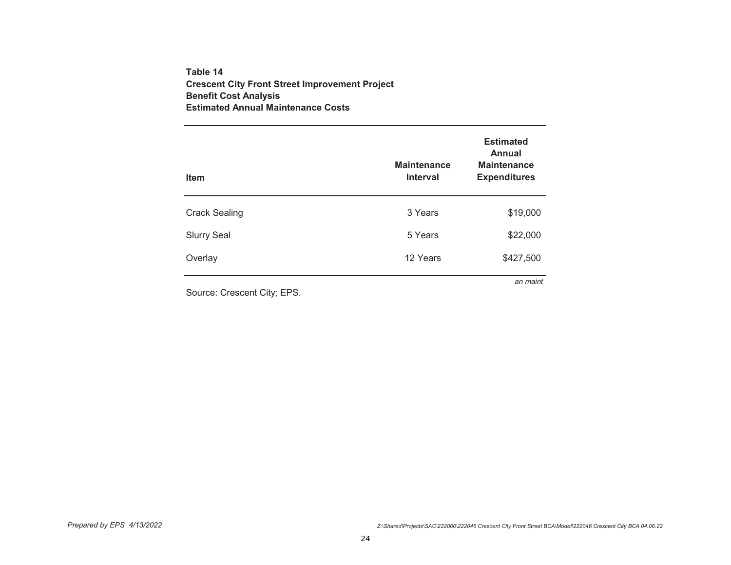**Table 14**
**Crescent City Front Street Improvement Project**
**Benefit Cost Analysis**
**Estimated Annual Maintenance Costs**

| Item | Maintenance Interval | Estimated Annual Maintenance Expenditures |
|---|---|---|
| Crack Sealing | 3 Years | $19,000 |
| Slurry Seal | 5 Years | $22,000 |
| Overlay | 12 Years | $427,500 |

*an maint*

Source: Crescent City; EPS.

*Prepared by EPS 4/13/2022*

*Z:\Shared\Projects\SAC\222000\222046 Crescent City Front Street BCA\Model\222046 Crescent City BCA 04.06.22*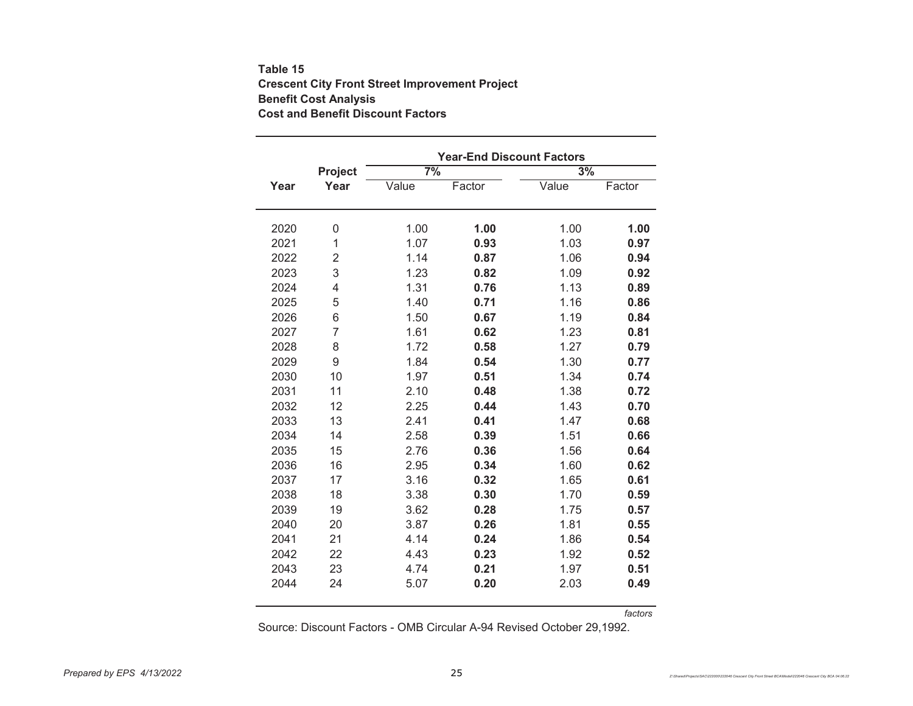**Table 15**
**Crescent City Front Street Improvement Project**
**Benefit Cost Analysis**
**Cost and Benefit Discount Factors**

| | | Year-End Discount Factors | | | |
|---|---|---|---|---|---|
| | | 7% | | 3% | |
| Year | Project Year | Value | Factor | Value | Factor |
| 2020 | 0 | 1.00 | **1.00** | 1.00 | **1.00** |
| 2021 | 1 | 1.07 | **0.93** | 1.03 | **0.97** |
| 2022 | 2 | 1.14 | **0.87** | 1.06 | **0.94** |
| 2023 | 3 | 1.23 | **0.82** | 1.09 | **0.92** |
| 2024 | 4 | 1.31 | **0.76** | 1.13 | **0.89** |
| 2025 | 5 | 1.40 | **0.71** | 1.16 | **0.86** |
| 2026 | 6 | 1.50 | **0.67** | 1.19 | **0.84** |
| 2027 | 7 | 1.61 | **0.62** | 1.23 | **0.81** |
| 2028 | 8 | 1.72 | **0.58** | 1.27 | **0.79** |
| 2029 | 9 | 1.84 | **0.54** | 1.30 | **0.77** |
| 2030 | 10 | 1.97 | **0.51** | 1.34 | **0.74** |
| 2031 | 11 | 2.10 | **0.48** | 1.38 | **0.72** |
| 2032 | 12 | 2.25 | **0.44** | 1.43 | **0.70** |
| 2033 | 13 | 2.41 | **0.41** | 1.47 | **0.68** |
| 2034 | 14 | 2.58 | **0.39** | 1.51 | **0.66** |
| 2035 | 15 | 2.76 | **0.36** | 1.56 | **0.64** |
| 2036 | 16 | 2.95 | **0.34** | 1.60 | **0.62** |
| 2037 | 17 | 3.16 | **0.32** | 1.65 | **0.61** |
| 2038 | 18 | 3.38 | **0.30** | 1.70 | **0.59** |
| 2039 | 19 | 3.62 | **0.28** | 1.75 | **0.57** |
| 2040 | 20 | 3.87 | **0.26** | 1.81 | **0.55** |
| 2041 | 21 | 4.14 | **0.24** | 1.86 | **0.54** |
| 2042 | 22 | 4.43 | **0.23** | 1.92 | **0.52** |
| 2043 | 23 | 4.74 | **0.21** | 1.97 | **0.51** |
| 2044 | 24 | 5.07 | **0.20** | 2.03 | **0.49** |

*factors*

Source: Discount Factors - OMB Circular A-94 Revised October 29,1992.

*Prepared by EPS 4/13/2022*